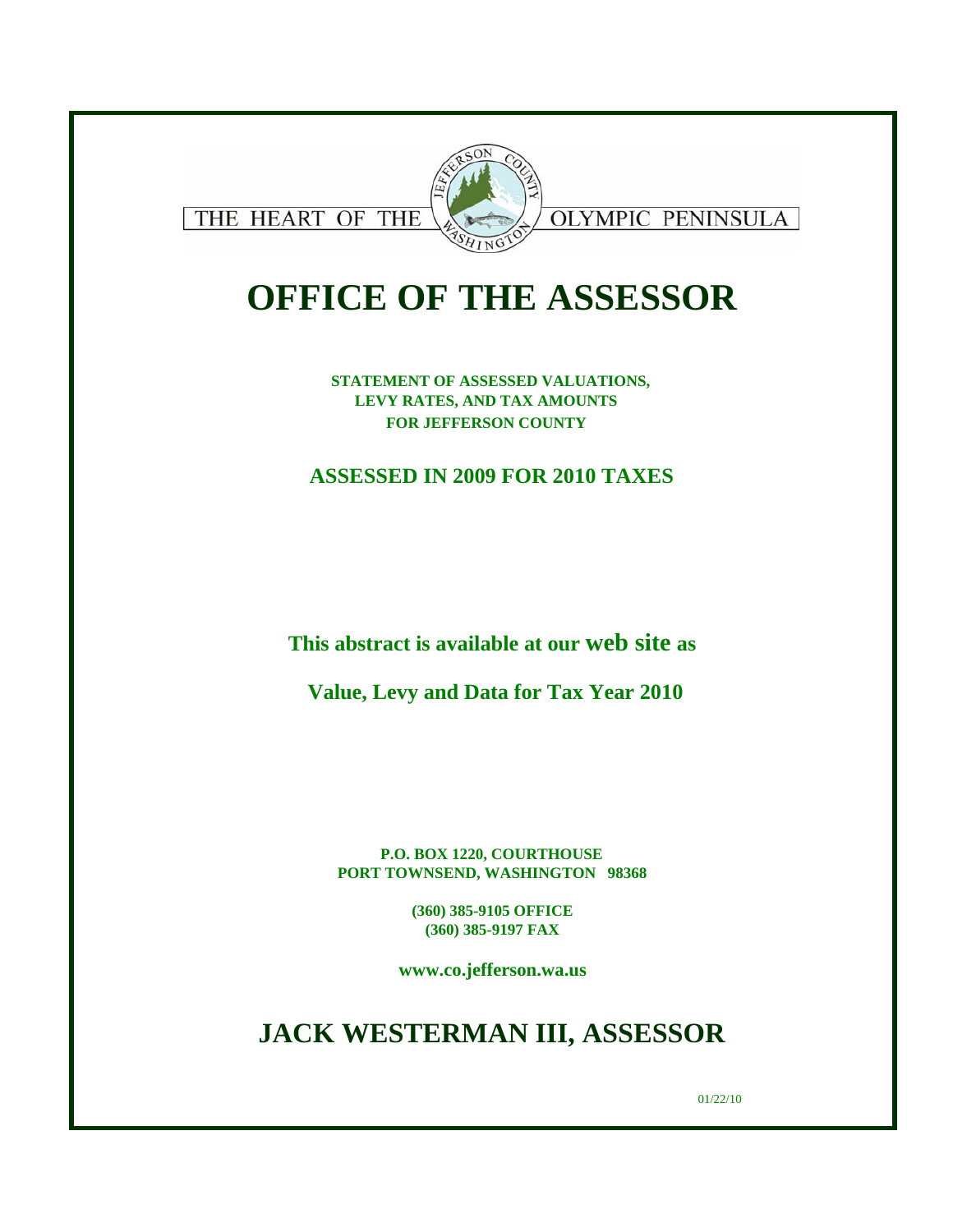THE HEART OF THE OLYMPIC PENINSULA

JEFFERSON COUNTY WASHINGTON

# OFFICE OF THE ASSESSOR

**STATEMENT OF ASSESSED VALUATIONS,**
**LEVY RATES, AND TAX AMOUNTS**
**FOR JEFFERSON COUNTY**

## ASSESSED IN 2009 FOR 2010 TAXES

**This abstract is available at our web site as**

**Value, Levy and Data for Tax Year 2010**

**P.O. BOX 1220, COURTHOUSE**
**PORT TOWNSEND, WASHINGTON 98368**

**(360) 385-9105 OFFICE**
**(360) 385-9197 FAX**

**www.co.jefferson.wa.us**

## JACK WESTERMAN III, ASSESSOR

01/22/10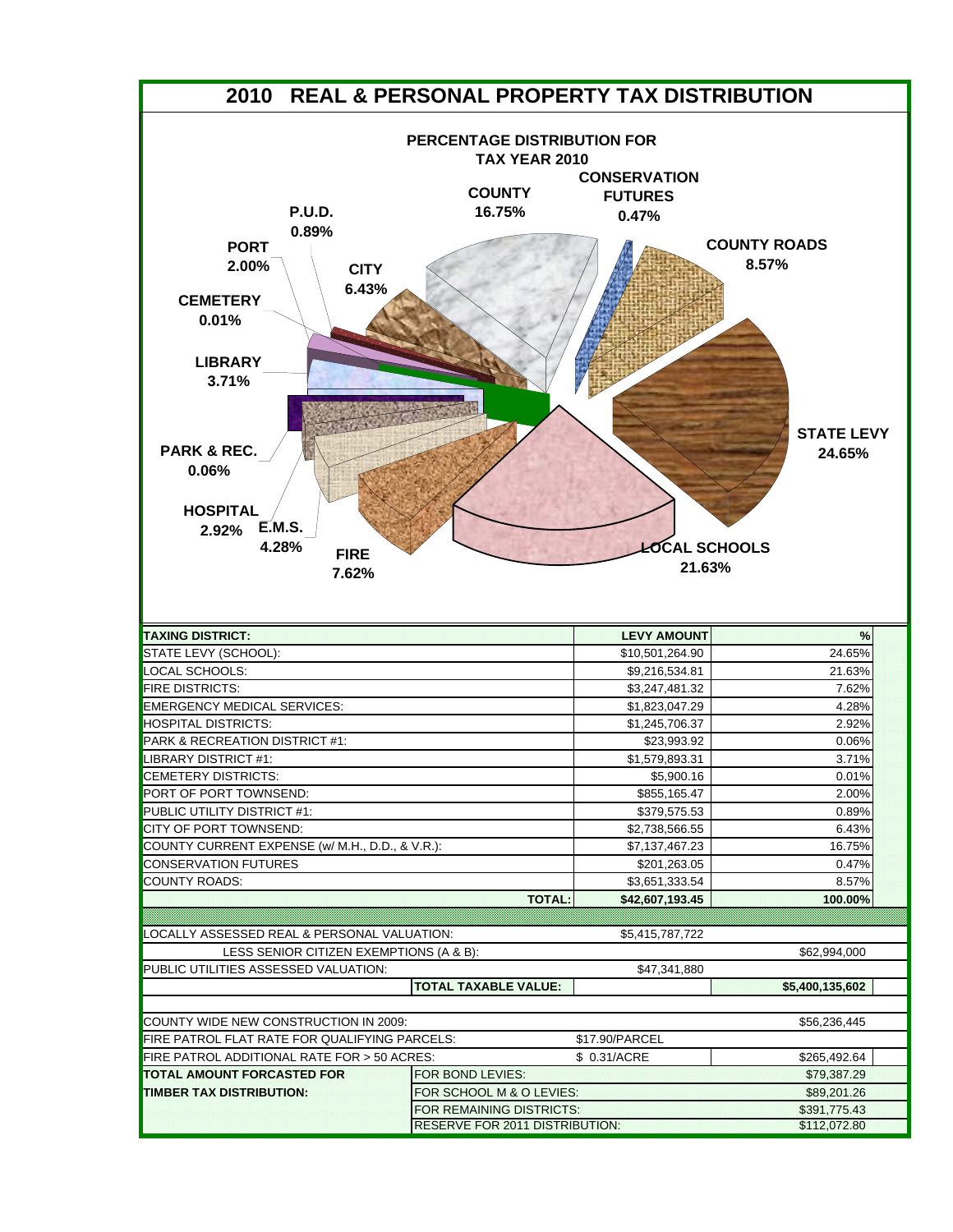# 2010 REAL & PERSONAL PROPERTY TAX DISTRIBUTION

## PERCENTAGE DISTRIBUTION FOR TAX YEAR 2010

COUNTY 16.75%
CONSERVATION FUTURES 0.47%
COUNTY ROADS 8.57%
STATE LEVY 24.65%
LOCAL SCHOOLS 21.63%
FIRE 7.62%
E.M.S. 4.28%
HOSPITAL 2.92%
PARK & REC. 0.06%
LIBRARY 3.71%
CEMETERY 0.01%
PORT 2.00%
P.U.D. 0.89%
CITY 6.43%

| TAXING DISTRICT: | LEVY AMOUNT | % |
|---|---|---|
| STATE LEVY (SCHOOL): | $10,501,264.90 | 24.65% |
| LOCAL SCHOOLS: | $9,216,534.81 | 21.63% |
| FIRE DISTRICTS: | $3,247,481.32 | 7.62% |
| EMERGENCY MEDICAL SERVICES: | $1,823,047.29 | 4.28% |
| HOSPITAL DISTRICTS: | $1,245,706.37 | 2.92% |
| PARK & RECREATION DISTRICT #1: | $23,993.92 | 0.06% |
| LIBRARY DISTRICT #1: | $1,579,893.31 | 3.71% |
| CEMETERY DISTRICTS: | $5,900.16 | 0.01% |
| PORT OF PORT TOWNSEND: | $855,165.47 | 2.00% |
| PUBLIC UTILITY DISTRICT #1: | $379,575.53 | 0.89% |
| CITY OF PORT TOWNSEND: | $2,738,566.55 | 6.43% |
| COUNTY CURRENT EXPENSE (w/ M.H., D.D., & V.R.): | $7,137,467.23 | 16.75% |
| CONSERVATION FUTURES | $201,263.05 | 0.47% |
| COUNTY ROADS: | $3,651,333.54 | 8.57% |
| **TOTAL:** | **$42,607,193.45** | **100.00%** |

| | | | |
|---|---|---|---|
| LOCALLY ASSESSED REAL & PERSONAL VALUATION: | | $5,415,787,722 | |
| LESS SENIOR CITIZEN EXEMPTIONS (A & B): | | | $62,994,000 |
| PUBLIC UTILITIES ASSESSED VALUATION: | | $47,341,880 | |
| | **TOTAL TAXABLE VALUE:** | | **$5,400,135,602** |

| | | | |
|---|---|---|---|
| COUNTY WIDE NEW CONSTRUCTION IN 2009: | | | $56,236,445 |
| FIRE PATROL FLAT RATE FOR QUALIFYING PARCELS: | | $17.90/PARCEL | |
| FIRE PATROL ADDITIONAL RATE FOR > 50 ACRES: | | $ 0.31/ACRE | $265,492.64 |
| **TOTAL AMOUNT FORCASTED FOR TIMBER TAX DISTRIBUTION:** | FOR BOND LEVIES: | | $79,387.29 |
| | FOR SCHOOL M & O LEVIES: | | $89,201.26 |
| | FOR REMAINING DISTRICTS: | | $391,775.43 |
| | RESERVE FOR 2011 DISTRIBUTION: | | $112,072.80 |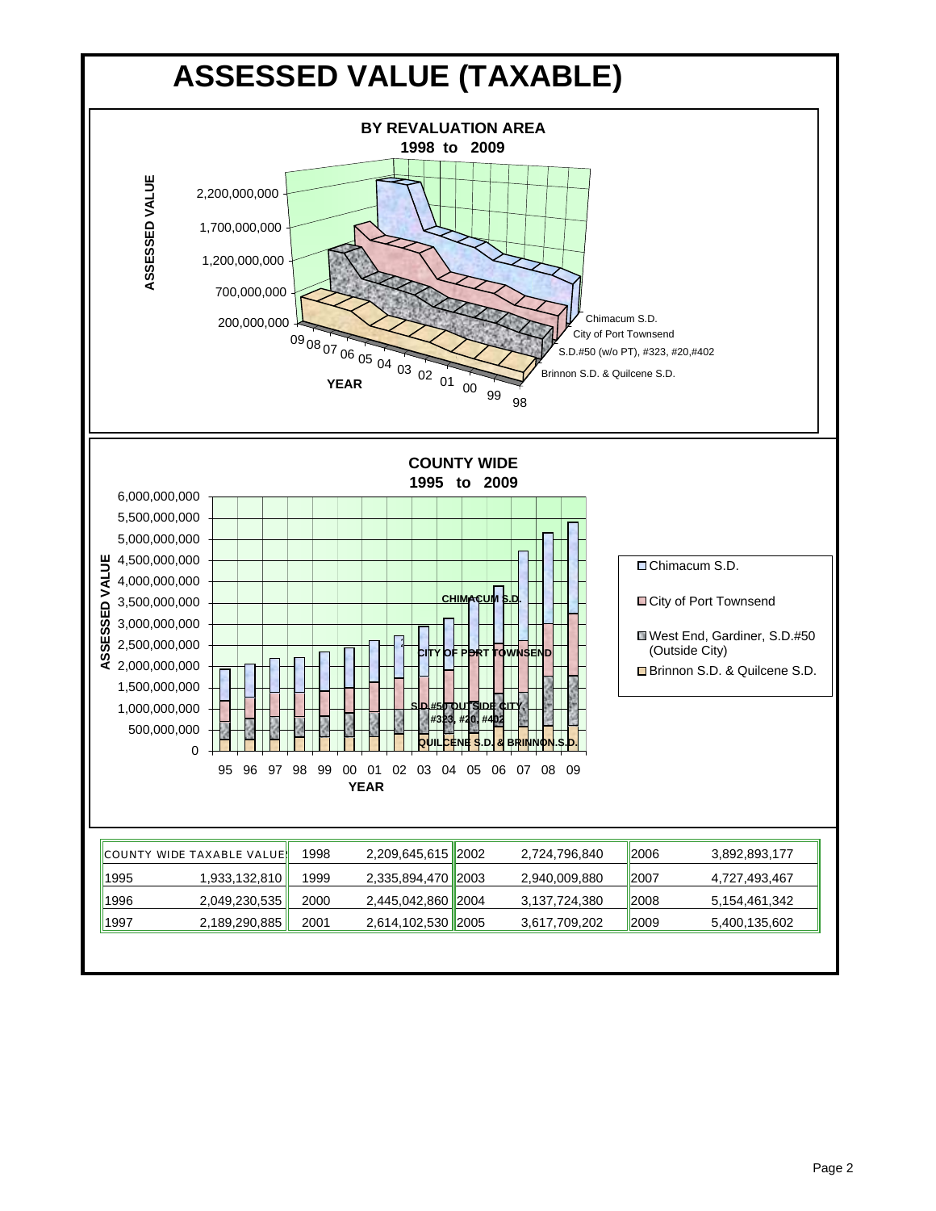# ASSESSED VALUE (TAXABLE)

**BY REVALUATION AREA**
**1998 to 2009**

ASSESSED VALUE

2,200,000,000
1,700,000,000
1,200,000,000
700,000,000
200,000,000

YEAR: 09 08 07 06 05 04 03 02 01 00 99 98

Chimacum S.D.
City of Port Townsend
S.D.#50 (w/o PT), #323, #20,#402
Brinnon S.D. & Quilcene S.D.

**COUNTY WIDE**
**1995 to 2009**

ASSESSED VALUE

6,000,000,000
5,500,000,000
5,000,000,000
4,500,000,000
4,000,000,000
3,500,000,000
3,000,000,000
2,500,000,000
2,000,000,000
1,500,000,000
1,000,000,000
500,000,000
0

YEAR: 95 96 97 98 99 00 01 02 03 04 05 06 07 08 09

CHIMACUM S.D.
CITY OF PORT TOWNSEND
S.D.#50 OUTSIDE CITY #323, #20, #402
QUILCENE S.D. & BRINNON S.D.

- Chimacum S.D.
- City of Port Townsend
- West End, Gardiner, S.D.#50 (Outside City)
- Brinnon S.D. & Quilcene S.D.

| COUNTY WIDE TAXABLE VALUES | | | | | | | |
|---|---|---|---|---|---|---|---|
| | | 1998 | 2,209,645,615 | 2002 | 2,724,796,840 | 2006 | 3,892,893,177 |
| 1995 | 1,933,132,810 | 1999 | 2,335,894,470 | 2003 | 2,940,009,880 | 2007 | 4,727,493,467 |
| 1996 | 2,049,230,535 | 2000 | 2,445,042,860 | 2004 | 3,137,724,380 | 2008 | 5,154,461,342 |
| 1997 | 2,189,290,885 | 2001 | 2,614,102,530 | 2005 | 3,617,709,202 | 2009 | 5,400,135,602 |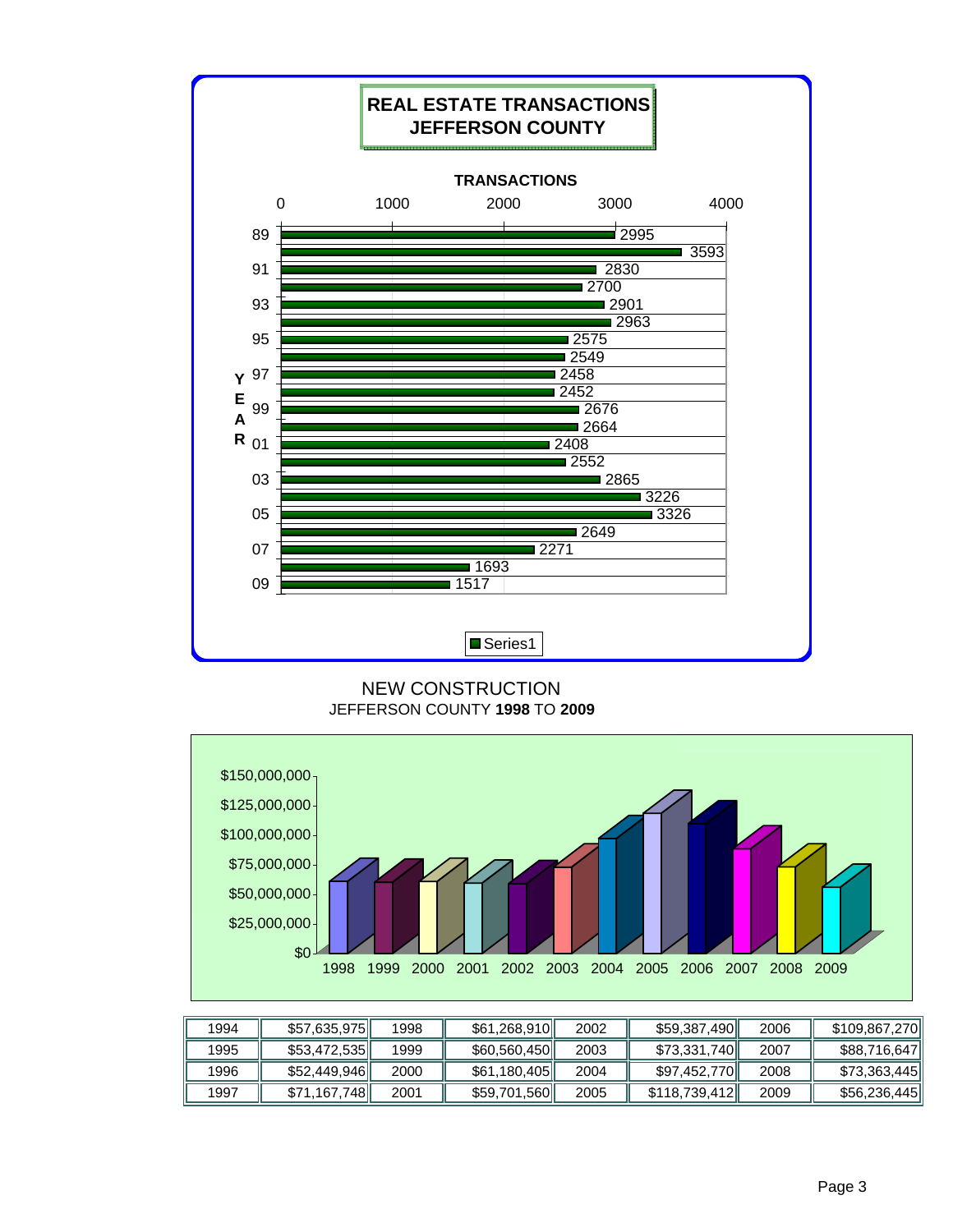## REAL ESTATE TRANSACTIONS
## JEFFERSON COUNTY

**TRANSACTIONS**

| YEAR | Transactions |
|---|---|
| 89 | 2995 |
| 90 | 3593 |
| 91 | 2830 |
| 92 | 2700 |
| 93 | 2901 |
| 94 | 2963 |
| 95 | 2575 |
| 96 | 2549 |
| 97 | 2458 |
| 98 | 2452 |
| 99 | 2676 |
| 00 | 2664 |
| 01 | 2408 |
| 02 | 2552 |
| 03 | 2865 |
| 04 | 3226 |
| 05 | 3326 |
| 06 | 2649 |
| 07 | 2271 |
| 08 | 1693 |
| 09 | 1517 |

Series1

NEW CONSTRUCTION
JEFFERSON COUNTY **1998** TO **2009**

| 1994 | $57,635,975 | 1998 | $61,268,910 | 2002 | $59,387,490 | 2006 | $109,867,270 |
|---|---|---|---|---|---|---|---|
| 1995 | $53,472,535 | 1999 | $60,560,450 | 2003 | $73,331,740 | 2007 | $88,716,647 |
| 1996 | $52,449,946 | 2000 | $61,180,405 | 2004 | $97,452,770 | 2008 | $73,363,445 |
| 1997 | $71,167,748 | 2001 | $59,701,560 | 2005 | $118,739,412 | 2009 | $56,236,445 |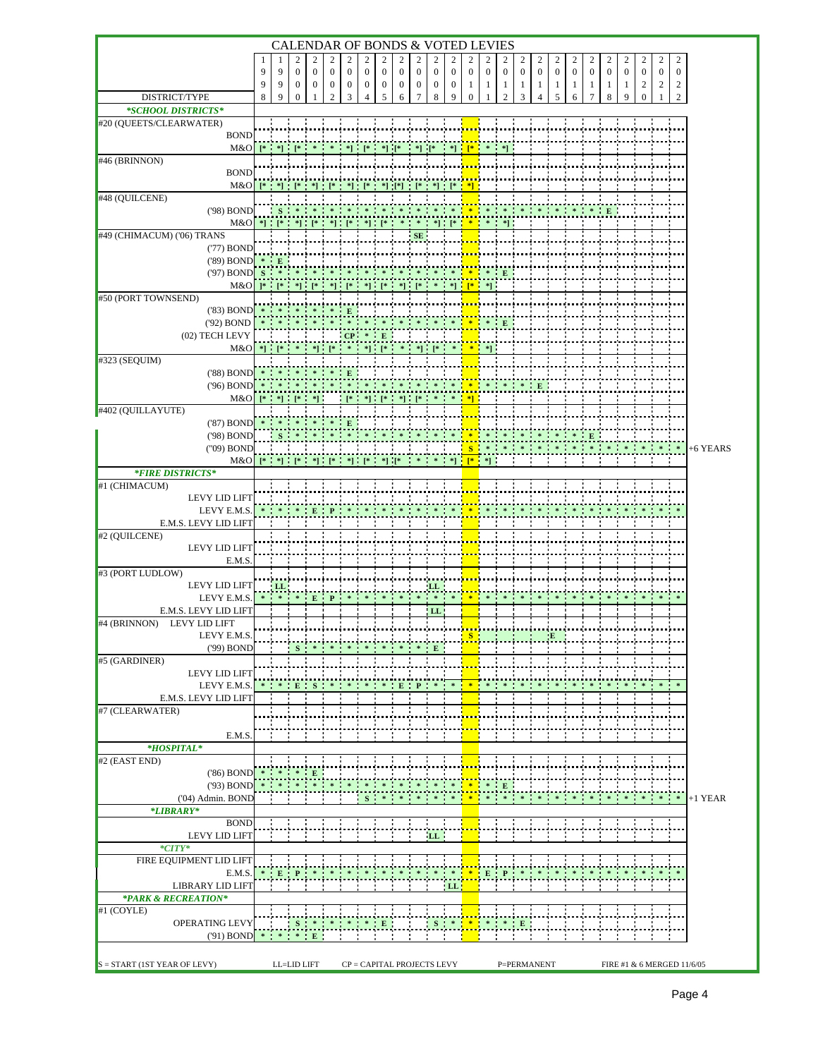# CALENDAR OF BONDS & VOTED LEVIES

| DISTRICT/TYPE | 1998 | 1999 | 2000 | 2001 | 2002 | 2003 | 2004 | 2005 | 2006 | 2007 | 2008 | 2009 | 2010 | 2011 | 2012 | 2013 | 2014 | 2015 | 2016 | 2017 | 2018 | 2019 | 2020 | 2021 | 2022 | |
|---|---|---|---|---|---|---|---|---|---|---|---|---|---|---|---|---|---|---|---|---|---|---|---|---|---|---|
| ***SCHOOL DISTRICTS*** | | | | | | | | | | | | | | | | | | | | | | | | | | |
| #20 (QUEETS/CLEARWATER) | | | | | | | | | | | | | | | | | | | | | | | | | | |
| BOND | | | | | | | | | | | | | | | | | | | | | | | | | | |
| M&O | [* | *] | [* | * | * | *] | [* | *] | [* | *] | [* | *] | [* | * | *] | | | | | | | | | | | |
| #46 (BRINNON) | | | | | | | | | | | | | | | | | | | | | | | | | | |
| BOND | | | | | | | | | | | | | | | | | | | | | | | | | | |
| M&O | [* | *] | [* | *] | [* | *] | [* | *] | [*] | [* | *] | [* | *] | | | | | | | | | | | | | |
| #48 (QUILCENE) | | | | | | | | | | | | | | | | | | | | | | | | | | |
| ('98) BOND | | S | * | * | * | * | * | * | * | * | * | * | * | * | * | * | * | * | * | * | E | | | | | |
| M&O | *] | [* | *] | [* | *] | [* | *] | [* | * | * | *] | [* | * | * | *] | | | | | | | | | | | |
| #49 (CHIMACUM) ('06) TRANS | | | | | | | | | | SE | | | | | | | | | | | | | | | | |
| ('77) BOND | | | | | | | | | | | | | | | | | | | | | | | | | | |
| ('89) BOND | * | E | | | | | | | | | | | | | | | | | | | | | | | | |
| ('97) BOND | S | * | * | * | * | * | * | * | * | * | * | * | * | * | E | | | | | | | | | | | |
| M&O | [* | [* | *] | [* | *] | [* | *] | [* | *] | [* | * | *] | [* | *] | | | | | | | | | | | | |
| #50 (PORT TOWNSEND) | | | | | | | | | | | | | | | | | | | | | | | | | | |
| ('83) BOND | * | * | * | * | * | E | | | | | | | | | | | | | | | | | | | | |
| ('92) BOND | * | * | * | * | * | * | * | * | * | * | * | * | * | * | E | | | | | | | | | | | |
| (02) TECH LEVY | | | | | | CP | * | E | | | | | | | | | | | | | | | | | | |
| M&O | *] | [* | * | *] | [* | * | *] | [* | * | *] | [* | * | * | *] | | | | | | | | | | | | |
| #323 (SEQUIM) | | | | | | | | | | | | | | | | | | | | | | | | | | |
| ('88) BOND | * | * | * | * | * | E | | | | | | | | | | | | | | | | | | | | |
| ('96) BOND | * | * | * | * | * | * | * | * | * | * | * | * | * | * | * | * | E | | | | | | | | | |
| M&O | [* | *] | [* | *] | | [* | *] | [* | *] | [* | * | * | *] | | | | | | | | | | | | | |
| #402 (QUILLAYUTE) | | | | | | | | | | | | | | | | | | | | | | | | | | |
| ('87) BOND | * | * | * | * | * | E | | | | | | | | | | | | | | | | | | | | |
| ('98) BOND | | S | * | * | * | * | * | * | * | * | * | * | * | * | * | * | * | * | * | E | | | | | | |
| ('09) BOND | | | | | | | | | | | | | S | * | * | * | * | * | * | * | * | * | * | * | * | +6 YEARS |
| M&O | [* | *] | [* | *] | [* | *] | [* | *] | [* | * | * | *] | [* | *] | | | | | | | | | | | | |
| ***FIRE DISTRICTS*** | | | | | | | | | | | | | | | | | | | | | | | | | | |
| #1 (CHIMACUM) | | | | | | | | | | | | | | | | | | | | | | | | | | |
| LEVY LID LIFT | | | | | | | | | | | | | | | | | | | | | | | | | | |
| LEVY E.M.S. | * | * | * | E | P | * | * | * | * | * | * | * | * | * | * | * | * | * | * | * | * | * | * | * | * | |
| E.M.S. LEVY LID LIFT | | | | | | | | | | | | | | | | | | | | | | | | | | |
| #2 (QUILCENE) | | | | | | | | | | | | | | | | | | | | | | | | | | |
| LEVY LID LIFT | | | | | | | | | | | | | | | | | | | | | | | | | | |
| E.M.S. | | | | | | | | | | | | | | | | | | | | | | | | | | |
| #3 (PORT LUDLOW) | | | | | | | | | | | | | | | | | | | | | | | | | | |
| LEVY LID LIFT | | LL | | | | | | | | | LL | | | | | | | | | | | | | | | |
| LEVY E.M.S. | * | * | * | E | P | * | * | * | * | * | * | * | * | * | * | * | * | * | * | * | * | * | * | * | * | |
| E.M.S. LEVY LID LIFT | | | | | | | | | | | LL | | | | | | | | | | | | | | | |
| #4 (BRINNON) LEVY LID LIFT | | | | | | | | | | | | | | | | | | | | | | | | | | |
| LEVY E.M.S. | | | | | | | | | | | | | S | | | | E | | | | | | | | | |
| ('99) BOND | | | S | * | * | * | * | * | * | * | E | | | | | | | | | | | | | | | |
| #5 (GARDINER) | | | | | | | | | | | | | | | | | | | | | | | | | | |
| LEVY LID LIFT | | | | | | | | | | | | | | | | | | | | | | | | | | |
| LEVY E.M.S. | * | * | E | S | * | * | * | * | * | E | P | * | * | * | * | * | * | * | * | * | * | * | * | * | * | |
| E.M.S. LEVY LID LIFT | | | | | | | | | | | | | | | | | | | | | | | | | | |
| #7 (CLEARWATER) | | | | | | | | | | | | | | | | | | | | | | | | | | |
| E.M.S. | | | | | | | | | | | | | | | | | | | | | | | | | | |
| ***HOSPITAL*** | | | | | | | | | | | | | | | | | | | | | | | | | | |
| #2 (EAST END) | | | | | | | | | | | | | | | | | | | | | | | | | | |
| ('86) BOND | * | * | * | E | | | | | | | | | | | | | | | | | | | | | | |
| ('93) BOND | * | * | * | * | * | * | * | * | * | * | * | * | * | * | E | | | | | | | | | | | |
| ('04) Admin. BOND | | | | | | | S | * | * | * | * | * | * | * | * | * | * | * | * | * | * | * | * | * | * | +1 YEAR |
| ***LIBRARY*** | | | | | | | | | | | | | | | | | | | | | | | | | | |
| BOND | | | | | | | | | | | | | | | | | | | | | | | | | | |
| LEVY LID LIFT | | | | | | | | | | | LL | | | | | | | | | | | | | | | |
| ***CITY*** | | | | | | | | | | | | | | | | | | | | | | | | | | |
| FIRE EQUIPMENT LID LIFT | | | | | | | | | | | | | | | | | | | | | | | | | | |
| E.M.S. | * | E | P | * | * | * | * | * | * | * | * | * | * | E | P | * | * | * | * | * | * | * | * | * | * | |
| LIBRARY LID LIFT | | | | | | | | | | | | LL | | | | | | | | | | | | | | |
| ***PARK & RECREATION*** | | | | | | | | | | | | | | | | | | | | | | | | | | |
| #1 (COYLE) | | | | | | | | | | | | | | | | | | | | | | | | | | |
| OPERATING LEVY | | | S | * | * | * | * | E | | | S | * | * | * | * | E | | | | | | | | | | |
| ('91) BOND | * | * | * | E | | | | | | | | | | | | | | | | | | | | | | |

S = START (1ST YEAR OF LEVY) LL=LID LIFT CP = CAPITAL PROJECTS LEVY P=PERMANENT FIRE #1 & 6 MERGED 11/6/05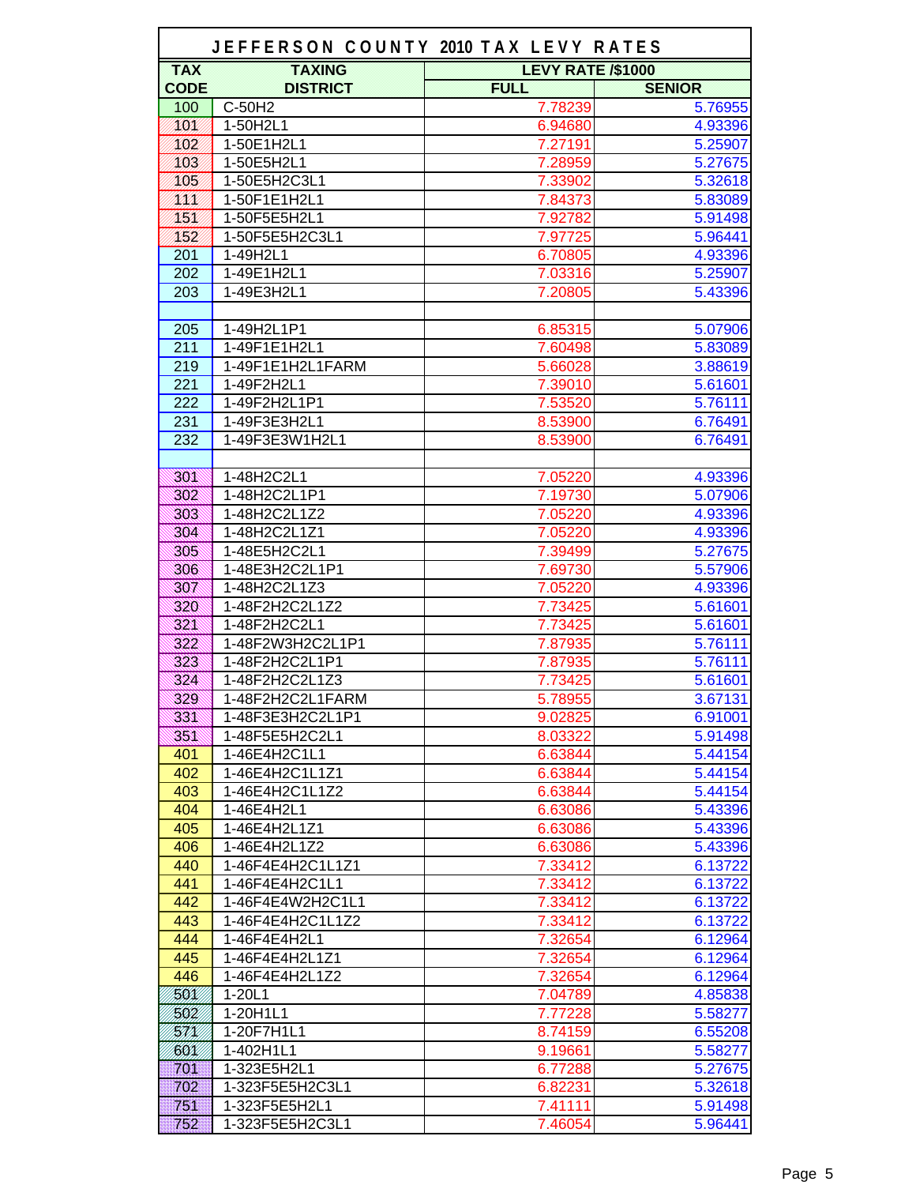# JEFFERSON COUNTY 2010 TAX LEVY RATES

| TAX CODE | TAXING DISTRICT | LEVY RATE /$1000 | |
|---|---|---|---|
| | | FULL | SENIOR |
| 100 | C-50H2 | 7.78239 | 5.76955 |
| 101 | 1-50H2L1 | 6.94680 | 4.93396 |
| 102 | 1-50E1H2L1 | 7.27191 | 5.25907 |
| 103 | 1-50E5H2L1 | 7.28959 | 5.27675 |
| 105 | 1-50E5H2C3L1 | 7.33902 | 5.32618 |
| 111 | 1-50F1E1H2L1 | 7.84373 | 5.83089 |
| 151 | 1-50F5E5H2L1 | 7.92782 | 5.91498 |
| 152 | 1-50F5E5H2C3L1 | 7.97725 | 5.96441 |
| 201 | 1-49H2L1 | 6.70805 | 4.93396 |
| 202 | 1-49E1H2L1 | 7.03316 | 5.25907 |
| 203 | 1-49E3H2L1 | 7.20805 | 5.43396 |
| | | | |
| 205 | 1-49H2L1P1 | 6.85315 | 5.07906 |
| 211 | 1-49F1E1H2L1 | 7.60498 | 5.83089 |
| 219 | 1-49F1E1H2L1FARM | 5.66028 | 3.88619 |
| 221 | 1-49F2H2L1 | 7.39010 | 5.61601 |
| 222 | 1-49F2H2L1P1 | 7.53520 | 5.76111 |
| 231 | 1-49F3E3H2L1 | 8.53900 | 6.76491 |
| 232 | 1-49F3E3W1H2L1 | 8.53900 | 6.76491 |
| | | | |
| 301 | 1-48H2C2L1 | 7.05220 | 4.93396 |
| 302 | 1-48H2C2L1P1 | 7.19730 | 5.07906 |
| 303 | 1-48H2C2L1Z2 | 7.05220 | 4.93396 |
| 304 | 1-48H2C2L1Z1 | 7.05220 | 4.93396 |
| 305 | 1-48E5H2C2L1 | 7.39499 | 5.27675 |
| 306 | 1-48E3H2C2L1P1 | 7.69730 | 5.57906 |
| 307 | 1-48H2C2L1Z3 | 7.05220 | 4.93396 |
| 320 | 1-48F2H2C2L1Z2 | 7.73425 | 5.61601 |
| 321 | 1-48F2H2C2L1 | 7.73425 | 5.61601 |
| 322 | 1-48F2W3H2C2L1P1 | 7.87935 | 5.76111 |
| 323 | 1-48F2H2C2L1P1 | 7.87935 | 5.76111 |
| 324 | 1-48F2H2C2L1Z3 | 7.73425 | 5.61601 |
| 329 | 1-48F2H2C2L1FARM | 5.78955 | 3.67131 |
| 331 | 1-48F3E3H2C2L1P1 | 9.02825 | 6.91001 |
| 351 | 1-48F5E5H2C2L1 | 8.03322 | 5.91498 |
| 401 | 1-46E4H2C1L1 | 6.63844 | 5.44154 |
| 402 | 1-46E4H2C1L1Z1 | 6.63844 | 5.44154 |
| 403 | 1-46E4H2C1L1Z2 | 6.63844 | 5.44154 |
| 404 | 1-46E4H2L1 | 6.63086 | 5.43396 |
| 405 | 1-46E4H2L1Z1 | 6.63086 | 5.43396 |
| 406 | 1-46E4H2L1Z2 | 6.63086 | 5.43396 |
| 440 | 1-46F4E4H2C1L1Z1 | 7.33412 | 6.13722 |
| 441 | 1-46F4E4H2C1L1 | 7.33412 | 6.13722 |
| 442 | 1-46F4E4W2H2C1L1 | 7.33412 | 6.13722 |
| 443 | 1-46F4E4H2C1L1Z2 | 7.33412 | 6.13722 |
| 444 | 1-46F4E4H2L1 | 7.32654 | 6.12964 |
| 445 | 1-46F4E4H2L1Z1 | 7.32654 | 6.12964 |
| 446 | 1-46F4E4H2L1Z2 | 7.32654 | 6.12964 |
| 501 | 1-20L1 | 7.04789 | 4.85838 |
| 502 | 1-20H1L1 | 7.77228 | 5.58277 |
| 571 | 1-20F7H1L1 | 8.74159 | 6.55208 |
| 601 | 1-402H1L1 | 9.19661 | 5.58277 |
| 701 | 1-323E5H2L1 | 6.77288 | 5.27675 |
| 702 | 1-323F5E5H2C3L1 | 6.82231 | 5.32618 |
| 751 | 1-323F5E5H2L1 | 7.41111 | 5.91498 |
| 752 | 1-323F5E5H2C3L1 | 7.46054 | 5.96441 |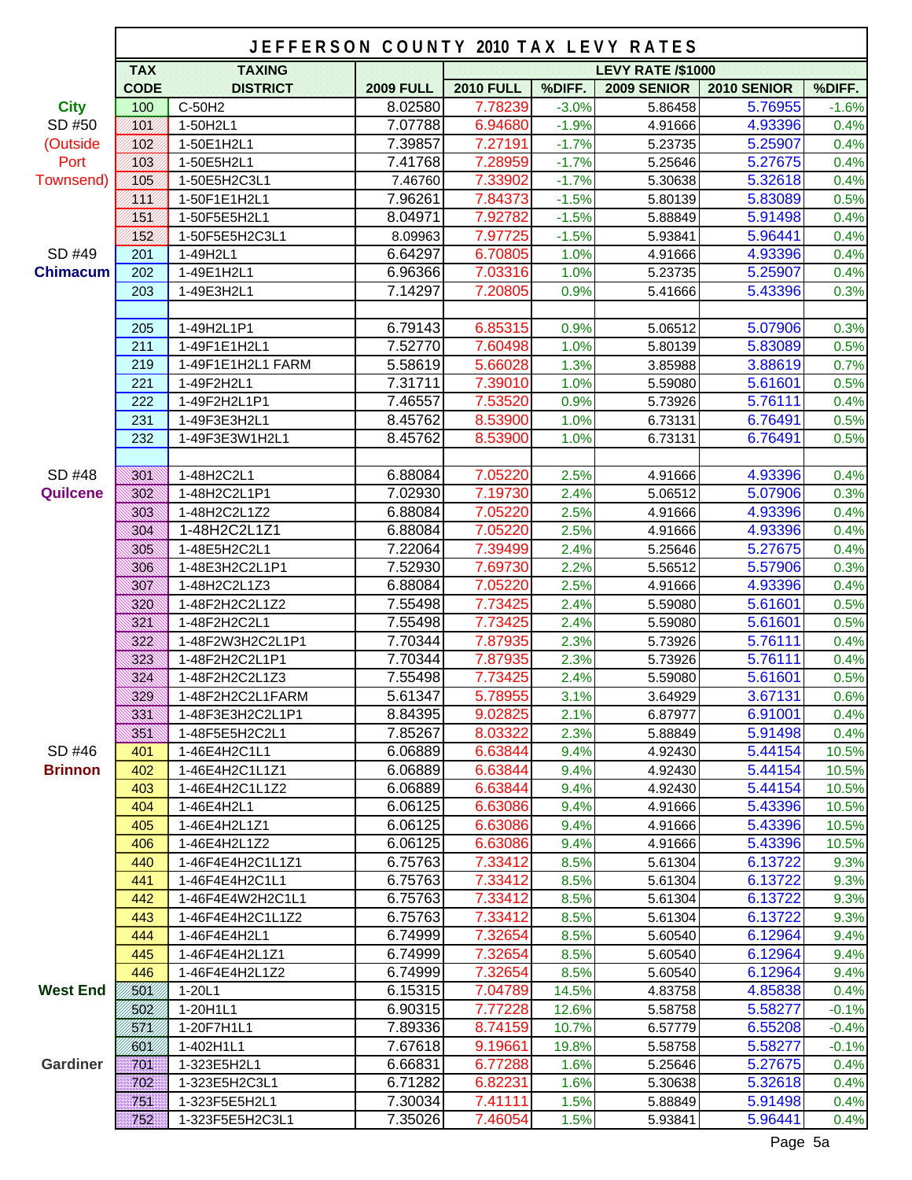# JEFFERSON COUNTY 2010 TAX LEVY RATES

| | TAX CODE | TAXING DISTRICT | 2009 FULL | LEVY RATE /$1000 | | | | |
|---|---|---|---|---|---|---|---|---|
| | | | | 2010 FULL | %DIFF. | 2009 SENIOR | 2010 SENIOR | %DIFF. |
| City | 100 | C-50H2 | 8.02580 | 7.78239 | -3.0% | 5.86458 | 5.76955 | -1.6% |
| SD #50 | 101 | 1-50H2L1 | 7.07788 | 6.94680 | -1.9% | 4.91666 | 4.93396 | 0.4% |
| (Outside | 102 | 1-50E1H2L1 | 7.39857 | 7.27191 | -1.7% | 5.23735 | 5.25907 | 0.4% |
| Port | 103 | 1-50E5H2L1 | 7.41768 | 7.28959 | -1.7% | 5.25646 | 5.27675 | 0.4% |
| Townsend) | 105 | 1-50E5H2C3L1 | 7.46760 | 7.33902 | -1.7% | 5.30638 | 5.32618 | 0.4% |
| | 111 | 1-50F1E1H2L1 | 7.96261 | 7.84373 | -1.5% | 5.80139 | 5.83089 | 0.5% |
| | 151 | 1-50F5E5H2L1 | 8.04971 | 7.92782 | -1.5% | 5.88849 | 5.91498 | 0.4% |
| | 152 | 1-50F5E5H2C3L1 | 8.09963 | 7.97725 | -1.5% | 5.93841 | 5.96441 | 0.4% |
| SD #49 | 201 | 1-49H2L1 | 6.64297 | 6.70805 | 1.0% | 4.91666 | 4.93396 | 0.4% |
| Chimacum | 202 | 1-49E1H2L1 | 6.96366 | 7.03316 | 1.0% | 5.23735 | 5.25907 | 0.4% |
| | 203 | 1-49E3H2L1 | 7.14297 | 7.20805 | 0.9% | 5.41666 | 5.43396 | 0.3% |
| | | | | | | | | |
| | 205 | 1-49H2L1P1 | 6.79143 | 6.85315 | 0.9% | 5.06512 | 5.07906 | 0.3% |
| | 211 | 1-49F1E1H2L1 | 7.52770 | 7.60498 | 1.0% | 5.80139 | 5.83089 | 0.5% |
| | 219 | 1-49F1E1H2L1 FARM | 5.58619 | 5.66028 | 1.3% | 3.85988 | 3.88619 | 0.7% |
| | 221 | 1-49F2H2L1 | 7.31711 | 7.39010 | 1.0% | 5.59080 | 5.61601 | 0.5% |
| | 222 | 1-49F2H2L1P1 | 7.46557 | 7.53520 | 0.9% | 5.73926 | 5.76111 | 0.4% |
| | 231 | 1-49F3E3H2L1 | 8.45762 | 8.53900 | 1.0% | 6.73131 | 6.76491 | 0.5% |
| | 232 | 1-49F3E3W1H2L1 | 8.45762 | 8.53900 | 1.0% | 6.73131 | 6.76491 | 0.5% |
| | | | | | | | | |
| SD #48 | 301 | 1-48H2C2L1 | 6.88084 | 7.05220 | 2.5% | 4.91666 | 4.93396 | 0.4% |
| Quilcene | 302 | 1-48H2C2L1P1 | 7.02930 | 7.19730 | 2.4% | 5.06512 | 5.07906 | 0.3% |
| | 303 | 1-48H2C2L1Z2 | 6.88084 | 7.05220 | 2.5% | 4.91666 | 4.93396 | 0.4% |
| | 304 | 1-48H2C2L1Z1 | 6.88084 | 7.05220 | 2.5% | 4.91666 | 4.93396 | 0.4% |
| | 305 | 1-48E5H2C2L1 | 7.22064 | 7.39499 | 2.4% | 5.25646 | 5.27675 | 0.4% |
| | 306 | 1-48E3H2C2L1P1 | 7.52930 | 7.69730 | 2.2% | 5.56512 | 5.57906 | 0.3% |
| | 307 | 1-48H2C2L1Z3 | 6.88084 | 7.05220 | 2.5% | 4.91666 | 4.93396 | 0.4% |
| | 320 | 1-48F2H2C2L1Z2 | 7.55498 | 7.73425 | 2.4% | 5.59080 | 5.61601 | 0.5% |
| | 321 | 1-48F2H2C2L1 | 7.55498 | 7.73425 | 2.4% | 5.59080 | 5.61601 | 0.5% |
| | 322 | 1-48F2W3H2C2L1P1 | 7.70344 | 7.87935 | 2.3% | 5.73926 | 5.76111 | 0.4% |
| | 323 | 1-48F2H2C2L1P1 | 7.70344 | 7.87935 | 2.3% | 5.73926 | 5.76111 | 0.4% |
| | 324 | 1-48F2H2C2L1Z3 | 7.55498 | 7.73425 | 2.4% | 5.59080 | 5.61601 | 0.5% |
| | 329 | 1-48F2H2C2L1FARM | 5.61347 | 5.78955 | 3.1% | 3.64929 | 3.67131 | 0.6% |
| | 331 | 1-48F3E3H2C2L1P1 | 8.84395 | 9.02825 | 2.1% | 6.87977 | 6.91001 | 0.4% |
| | 351 | 1-48F5E5H2C2L1 | 7.85267 | 8.03322 | 2.3% | 5.88849 | 5.91498 | 0.4% |
| SD #46 | 401 | 1-46E4H2C1L1 | 6.06889 | 6.63844 | 9.4% | 4.92430 | 5.44154 | 10.5% |
| Brinnon | 402 | 1-46E4H2C1L1Z1 | 6.06889 | 6.63844 | 9.4% | 4.92430 | 5.44154 | 10.5% |
| | 403 | 1-46E4H2C1L1Z2 | 6.06889 | 6.63844 | 9.4% | 4.92430 | 5.44154 | 10.5% |
| | 404 | 1-46E4H2L1 | 6.06125 | 6.63086 | 9.4% | 4.91666 | 5.43396 | 10.5% |
| | 405 | 1-46E4H2L1Z1 | 6.06125 | 6.63086 | 9.4% | 4.91666 | 5.43396 | 10.5% |
| | 406 | 1-46E4H2L1Z2 | 6.06125 | 6.63086 | 9.4% | 4.91666 | 5.43396 | 10.5% |
| | 440 | 1-46F4E4H2C1L1Z1 | 6.75763 | 7.33412 | 8.5% | 5.61304 | 6.13722 | 9.3% |
| | 441 | 1-46F4E4H2C1L1 | 6.75763 | 7.33412 | 8.5% | 5.61304 | 6.13722 | 9.3% |
| | 442 | 1-46F4E4W2H2C1L1 | 6.75763 | 7.33412 | 8.5% | 5.61304 | 6.13722 | 9.3% |
| | 443 | 1-46F4E4H2C1L1Z2 | 6.75763 | 7.33412 | 8.5% | 5.61304 | 6.13722 | 9.3% |
| | 444 | 1-46F4E4H2L1 | 6.74999 | 7.32654 | 8.5% | 5.60540 | 6.12964 | 9.4% |
| | 445 | 1-46F4E4H2L1Z1 | 6.74999 | 7.32654 | 8.5% | 5.60540 | 6.12964 | 9.4% |
| | 446 | 1-46F4E4H2L1Z2 | 6.74999 | 7.32654 | 8.5% | 5.60540 | 6.12964 | 9.4% |
| West End | 501 | 1-20L1 | 6.15315 | 7.04789 | 14.5% | 4.83758 | 4.85838 | 0.4% |
| | 502 | 1-20H1L1 | 6.90315 | 7.77228 | 12.6% | 5.58758 | 5.58277 | -0.1% |
| | 571 | 1-20F7H1L1 | 7.89336 | 8.74159 | 10.7% | 6.57779 | 6.55208 | -0.4% |
| | 601 | 1-402H1L1 | 7.67618 | 9.19661 | 19.8% | 5.58758 | 5.58277 | -0.1% |
| Gardiner | 701 | 1-323E5H2L1 | 6.66831 | 6.77288 | 1.6% | 5.25646 | 5.27675 | 0.4% |
| | 702 | 1-323E5H2C3L1 | 6.71282 | 6.82231 | 1.6% | 5.30638 | 5.32618 | 0.4% |
| | 751 | 1-323F5E5H2L1 | 7.30034 | 7.41111 | 1.5% | 5.88849 | 5.91498 | 0.4% |
| | 752 | 1-323F5E5H2C3L1 | 7.35026 | 7.46054 | 1.5% | 5.93841 | 5.96441 | 0.4% |

Page 5a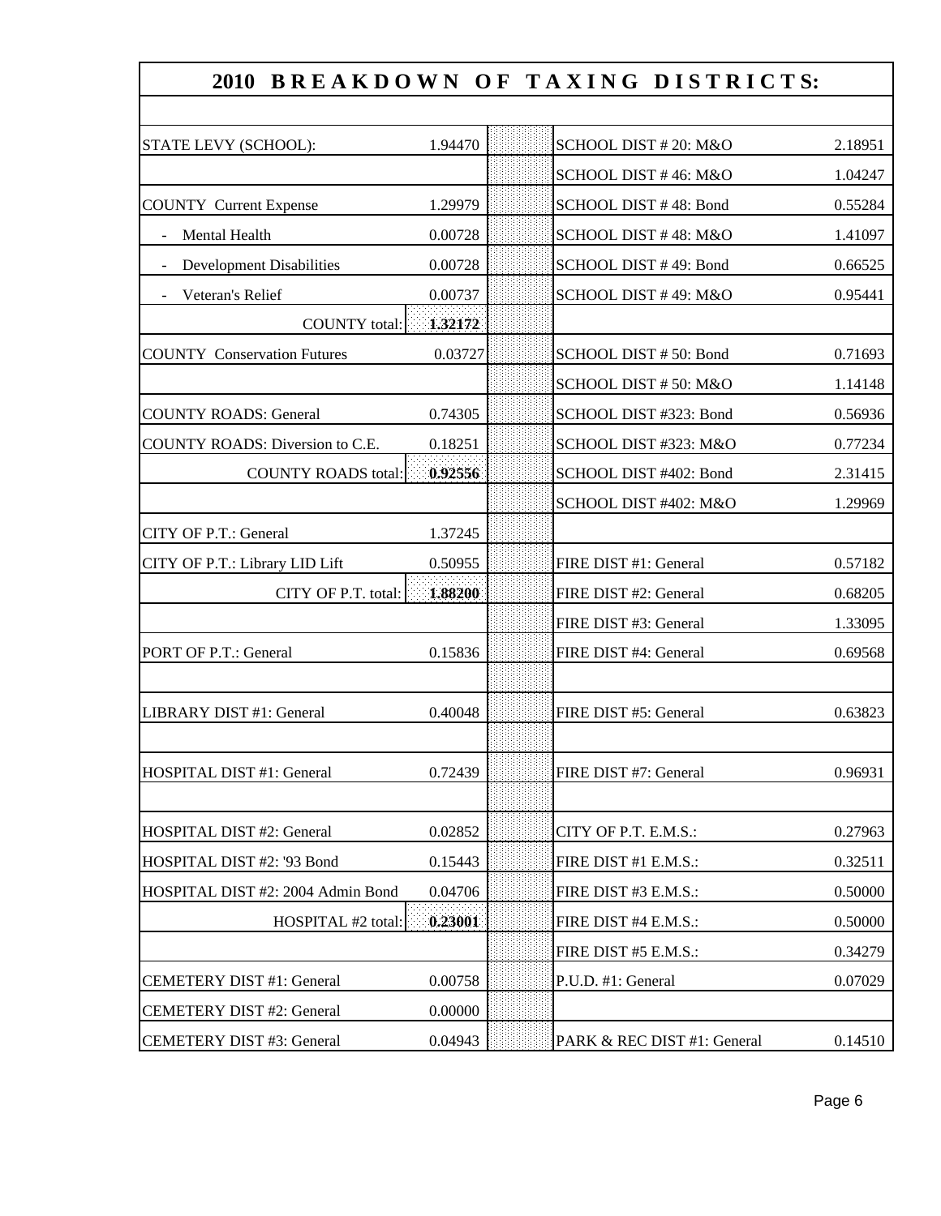# 2010 BREAKDOWN OF TAXING DISTRICTS:

| | | | | |
|---|---|---|---|---|
| STATE LEVY (SCHOOL): | 1.94470 | | SCHOOL DIST # 20: M&O | 2.18951 |
| | | | SCHOOL DIST # 46: M&O | 1.04247 |
| COUNTY Current Expense | 1.29979 | | SCHOOL DIST # 48: Bond | 0.55284 |
| - Mental Health | 0.00728 | | SCHOOL DIST # 48: M&O | 1.41097 |
| - Development Disabilities | 0.00728 | | SCHOOL DIST # 49: Bond | 0.66525 |
| - Veteran's Relief | 0.00737 | | SCHOOL DIST # 49: M&O | 0.95441 |
| COUNTY total: | **1.32172** | | | |
| COUNTY Conservation Futures | 0.03727 | | SCHOOL DIST # 50: Bond | 0.71693 |
| | | | SCHOOL DIST # 50: M&O | 1.14148 |
| COUNTY ROADS: General | 0.74305 | | SCHOOL DIST #323: Bond | 0.56936 |
| COUNTY ROADS: Diversion to C.E. | 0.18251 | | SCHOOL DIST #323: M&O | 0.77234 |
| COUNTY ROADS total: | **0.92556** | | SCHOOL DIST #402: Bond | 2.31415 |
| | | | SCHOOL DIST #402: M&O | 1.29969 |
| CITY OF P.T.: General | 1.37245 | | | |
| CITY OF P.T.: Library LID Lift | 0.50955 | | FIRE DIST #1: General | 0.57182 |
| CITY OF P.T. total: | **1.88200** | | FIRE DIST #2: General | 0.68205 |
| | | | FIRE DIST #3: General | 1.33095 |
| PORT OF P.T.: General | 0.15836 | | FIRE DIST #4: General | 0.69568 |
| | | | | |
| LIBRARY DIST #1: General | 0.40048 | | FIRE DIST #5: General | 0.63823 |
| | | | | |
| HOSPITAL DIST #1: General | 0.72439 | | FIRE DIST #7: General | 0.96931 |
| | | | | |
| HOSPITAL DIST #2: General | 0.02852 | | CITY OF P.T. E.M.S.: | 0.27963 |
| HOSPITAL DIST #2: '93 Bond | 0.15443 | | FIRE DIST #1 E.M.S.: | 0.32511 |
| HOSPITAL DIST #2: 2004 Admin Bond | 0.04706 | | FIRE DIST #3 E.M.S.: | 0.50000 |
| HOSPITAL #2 total: | **0.23001** | | FIRE DIST #4 E.M.S.: | 0.50000 |
| | | | FIRE DIST #5 E.M.S.: | 0.34279 |
| CEMETERY DIST #1: General | 0.00758 | | P.U.D. #1: General | 0.07029 |
| CEMETERY DIST #2: General | 0.00000 | | | |
| CEMETERY DIST #3: General | 0.04943 | | PARK & REC DIST #1: General | 0.14510 |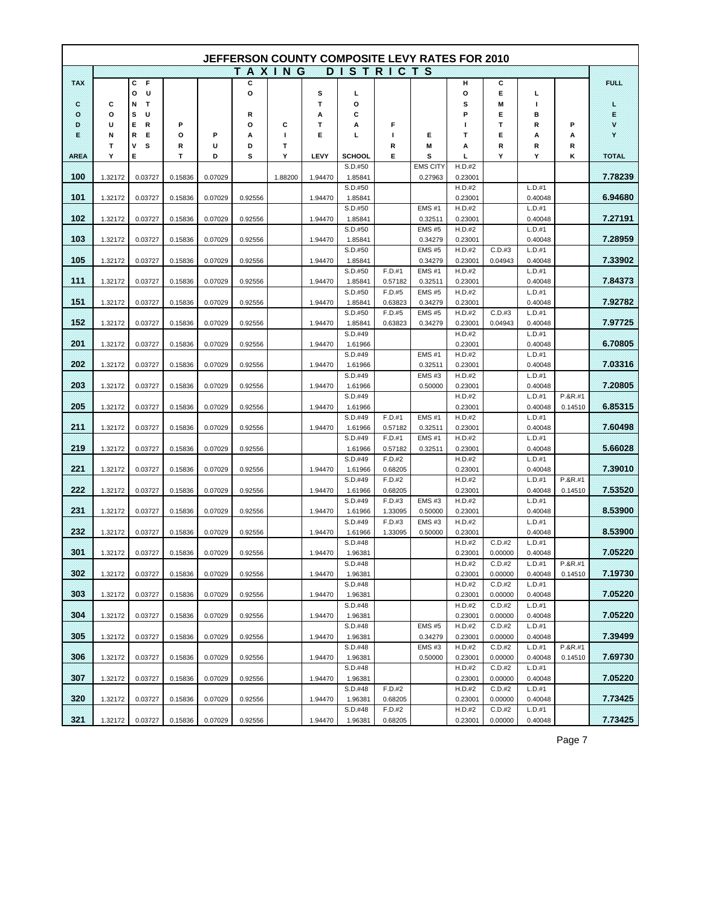# JEFFERSON COUNTY COMPOSITE LEVY RATES FOR 2010

| TAX CODE AREA | COUNTY | COUNTY FUTURES | PORT | PUD | ROADS | CITY | STATE LEVY | LOCAL SCHOOL | FIRE | EMS | HOSPITAL | CEMETERY | LIBRARY | PARK | FULL LEVY TOTAL |
|---|---|---|---|---|---|---|---|---|---|---|---|---|---|---|---|
| 100 | 1.32172 | 0.03727 | 0.15836 | 0.07029 | | 1.88200 | 1.94470 | S.D.#50 1.85841 | | EMS CITY 0.27963 | H.D.#2 0.23001 | | | | 7.78239 |
| 101 | 1.32172 | 0.03727 | 0.15836 | 0.07029 | 0.92556 | | 1.94470 | S.D.#50 1.85841 | | | H.D.#2 0.23001 | | L.D.#1 0.40048 | | 6.94680 |
| 102 | 1.32172 | 0.03727 | 0.15836 | 0.07029 | 0.92556 | | 1.94470 | S.D.#50 1.85841 | | EMS #1 0.32511 | H.D.#2 0.23001 | | L.D.#1 0.40048 | | 7.27191 |
| 103 | 1.32172 | 0.03727 | 0.15836 | 0.07029 | 0.92556 | | 1.94470 | S.D.#50 1.85841 | | EMS #5 0.34279 | H.D.#2 0.23001 | | L.D.#1 0.40048 | | 7.28959 |
| 105 | 1.32172 | 0.03727 | 0.15836 | 0.07029 | 0.92556 | | 1.94470 | S.D.#50 1.85841 | | EMS #5 0.34279 | H.D.#2 0.23001 | C.D.#3 0.04943 | L.D.#1 0.40048 | | 7.33902 |
| 111 | 1.32172 | 0.03727 | 0.15836 | 0.07029 | 0.92556 | | 1.94470 | S.D.#50 1.85841 | F.D.#1 0.57182 | EMS #1 0.32511 | H.D.#2 0.23001 | | L.D.#1 0.40048 | | 7.84373 |
| 151 | 1.32172 | 0.03727 | 0.15836 | 0.07029 | 0.92556 | | 1.94470 | S.D.#50 1.85841 | F.D.#5 0.63823 | EMS #5 0.34279 | H.D.#2 0.23001 | | L.D.#1 0.40048 | | 7.92782 |
| 152 | 1.32172 | 0.03727 | 0.15836 | 0.07029 | 0.92556 | | 1.94470 | S.D.#50 1.85841 | F.D.#5 0.63823 | EMS #5 0.34279 | H.D.#2 0.23001 | C.D.#3 0.04943 | L.D.#1 0.40048 | | 7.97725 |
| 201 | 1.32172 | 0.03727 | 0.15836 | 0.07029 | 0.92556 | | 1.94470 | S.D.#49 1.61966 | | | H.D.#2 0.23001 | | L.D.#1 0.40048 | | 6.70805 |
| 202 | 1.32172 | 0.03727 | 0.15836 | 0.07029 | 0.92556 | | 1.94470 | S.D.#49 1.61966 | | EMS #1 0.32511 | H.D.#2 0.23001 | | L.D.#1 0.40048 | | 7.03316 |
| 203 | 1.32172 | 0.03727 | 0.15836 | 0.07029 | 0.92556 | | 1.94470 | S.D.#49 1.61966 | | EMS #3 0.50000 | H.D.#2 0.23001 | | L.D.#1 0.40048 | | 7.20805 |
| 205 | 1.32172 | 0.03727 | 0.15836 | 0.07029 | 0.92556 | | 1.94470 | S.D.#49 1.61966 | | | H.D.#2 0.23001 | | L.D.#1 0.40048 | P.&R.#1 0.14510 | 6.85315 |
| 211 | 1.32172 | 0.03727 | 0.15836 | 0.07029 | 0.92556 | | 1.94470 | S.D.#49 1.61966 | F.D.#1 0.57182 | EMS #1 0.32511 | H.D.#2 0.23001 | | L.D.#1 0.40048 | | 7.60498 |
| 219 | 1.32172 | 0.03727 | 0.15836 | 0.07029 | 0.92556 | | | S.D.#49 1.61966 | F.D.#1 0.57182 | EMS #1 0.32511 | H.D.#2 0.23001 | | L.D.#1 0.40048 | | 5.66028 |
| 221 | 1.32172 | 0.03727 | 0.15836 | 0.07029 | 0.92556 | | 1.94470 | S.D.#49 1.61966 | F.D.#2 0.68205 | | H.D.#2 0.23001 | | L.D.#1 0.40048 | | 7.39010 |
| 222 | 1.32172 | 0.03727 | 0.15836 | 0.07029 | 0.92556 | | 1.94470 | S.D.#49 1.61966 | F.D.#2 0.68205 | | H.D.#2 0.23001 | | L.D.#1 0.40048 | P.&R.#1 0.14510 | 7.53520 |
| 231 | 1.32172 | 0.03727 | 0.15836 | 0.07029 | 0.92556 | | 1.94470 | S.D.#49 1.61966 | F.D.#3 1.33095 | EMS #3 0.50000 | H.D.#2 0.23001 | | L.D.#1 0.40048 | | 8.53900 |
| 232 | 1.32172 | 0.03727 | 0.15836 | 0.07029 | 0.92556 | | 1.94470 | S.D.#49 1.61966 | F.D.#3 1.33095 | EMS #3 0.50000 | H.D.#2 0.23001 | | L.D.#1 0.40048 | | 8.53900 |
| 301 | 1.32172 | 0.03727 | 0.15836 | 0.07029 | 0.92556 | | 1.94470 | S.D.#48 1.96381 | | | H.D.#2 0.23001 | C.D.#2 0.00000 | L.D.#1 0.40048 | | 7.05220 |
| 302 | 1.32172 | 0.03727 | 0.15836 | 0.07029 | 0.92556 | | 1.94470 | S.D.#48 1.96381 | | | H.D.#2 0.23001 | C.D.#2 0.00000 | L.D.#1 0.40048 | P.&R.#1 0.14510 | 7.19730 |
| 303 | 1.32172 | 0.03727 | 0.15836 | 0.07029 | 0.92556 | | 1.94470 | S.D.#48 1.96381 | | | H.D.#2 0.23001 | C.D.#2 0.00000 | L.D.#1 0.40048 | | 7.05220 |
| 304 | 1.32172 | 0.03727 | 0.15836 | 0.07029 | 0.92556 | | 1.94470 | S.D.#48 1.96381 | | | H.D.#2 0.23001 | C.D.#2 0.00000 | L.D.#1 0.40048 | | 7.05220 |
| 305 | 1.32172 | 0.03727 | 0.15836 | 0.07029 | 0.92556 | | 1.94470 | S.D.#48 1.96381 | | EMS #5 0.34279 | H.D.#2 0.23001 | C.D.#2 0.00000 | L.D.#1 0.40048 | | 7.39499 |
| 306 | 1.32172 | 0.03727 | 0.15836 | 0.07029 | 0.92556 | | 1.94470 | S.D.#48 1.96381 | | EMS #3 0.50000 | H.D.#2 0.23001 | C.D.#2 0.00000 | L.D.#1 0.40048 | P.&R.#1 0.14510 | 7.69730 |
| 307 | 1.32172 | 0.03727 | 0.15836 | 0.07029 | 0.92556 | | 1.94470 | S.D.#48 1.96381 | | | H.D.#2 0.23001 | C.D.#2 0.00000 | L.D.#1 0.40048 | | 7.05220 |
| 320 | 1.32172 | 0.03727 | 0.15836 | 0.07029 | 0.92556 | | 1.94470 | S.D.#48 1.96381 | F.D.#2 0.68205 | | H.D.#2 0.23001 | C.D.#2 0.00000 | L.D.#1 0.40048 | | 7.73425 |
| 321 | 1.32172 | 0.03727 | 0.15836 | 0.07029 | 0.92556 | | 1.94470 | S.D.#48 1.96381 | F.D.#2 0.68205 | | H.D.#2 0.23001 | C.D.#2 0.00000 | L.D.#1 0.40048 | | 7.73425 |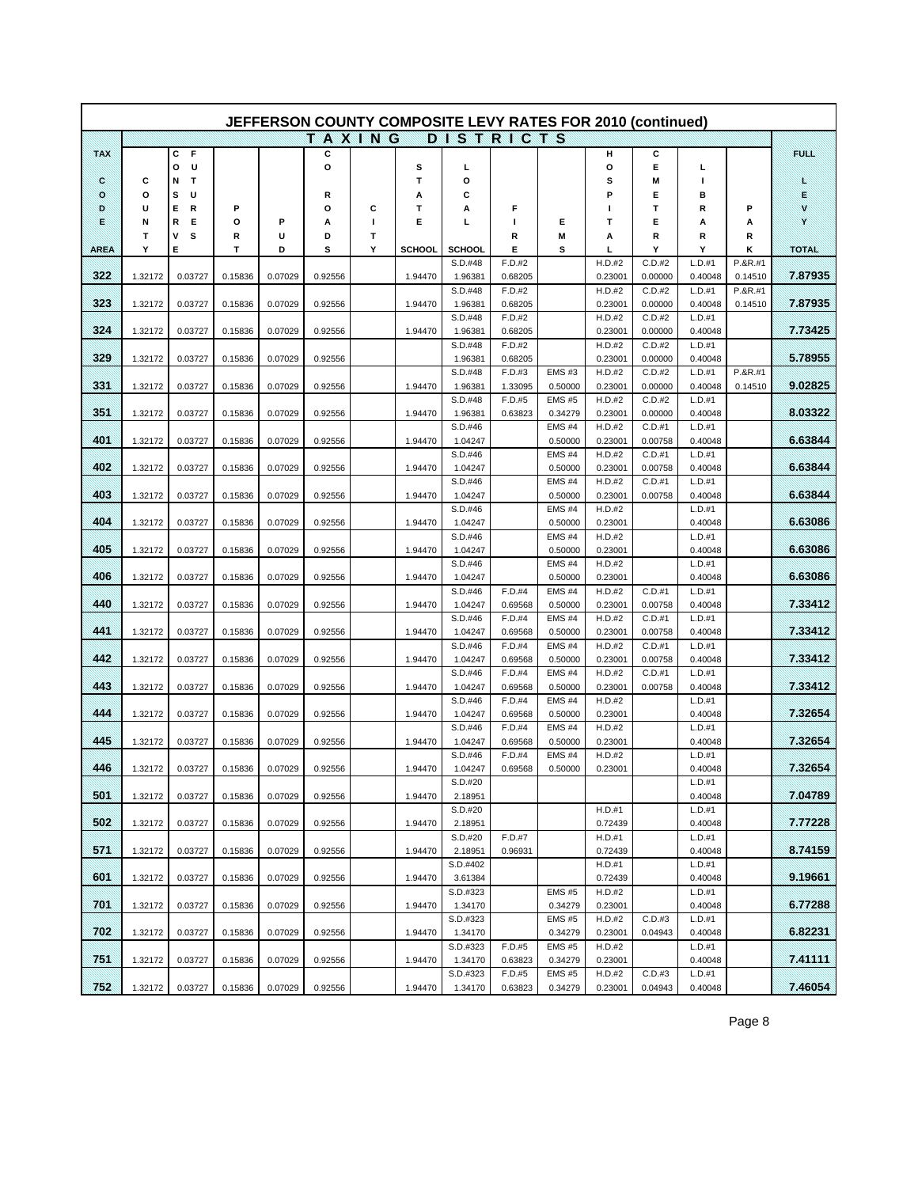# JEFFERSON COUNTY COMPOSITE LEVY RATES FOR 2010 (continued)

| TAX CODE AREA | COUNTY | CURRENT EXPENSE FUTURES | PORT | PUD | COUNTY ROADS | CITY | STATE SCHOOL | LOCAL SCHOOL | FIRE | EMS | HOSPITAL | CEMETERY | LIBRARY | PARK | FULL LEVY TOTAL |
|---|---|---|---|---|---|---|---|---|---|---|---|---|---|---|---|
| | | | | | | | | S.D.#48 | F.D.#2 | | H.D.#2 | C.D.#2 | L.D.#1 | P.&R.#1 | |
| 322 | 1.32172 | 0.03727 | 0.15836 | 0.07029 | 0.92556 | | 1.94470 | 1.96381 | 0.68205 | | 0.23001 | 0.00000 | 0.40048 | 0.14510 | 7.87935 |
| | | | | | | | | S.D.#48 | F.D.#2 | | H.D.#2 | C.D.#2 | L.D.#1 | P.&R.#1 | |
| 323 | 1.32172 | 0.03727 | 0.15836 | 0.07029 | 0.92556 | | 1.94470 | 1.96381 | 0.68205 | | 0.23001 | 0.00000 | 0.40048 | 0.14510 | 7.87935 |
| | | | | | | | | S.D.#48 | F.D.#2 | | H.D.#2 | C.D.#2 | L.D.#1 | | |
| 324 | 1.32172 | 0.03727 | 0.15836 | 0.07029 | 0.92556 | | 1.94470 | 1.96381 | 0.68205 | | 0.23001 | 0.00000 | 0.40048 | | 7.73425 |
| | | | | | | | | S.D.#48 | F.D.#2 | | H.D.#2 | C.D.#2 | L.D.#1 | | |
| 329 | 1.32172 | 0.03727 | 0.15836 | 0.07029 | 0.92556 | | | 1.96381 | 0.68205 | | 0.23001 | 0.00000 | 0.40048 | | 5.78955 |
| | | | | | | | | S.D.#48 | F.D.#3 | EMS #3 | H.D.#2 | C.D.#2 | L.D.#1 | P.&R.#1 | |
| 331 | 1.32172 | 0.03727 | 0.15836 | 0.07029 | 0.92556 | | 1.94470 | 1.96381 | 1.33095 | 0.50000 | 0.23001 | 0.00000 | 0.40048 | 0.14510 | 9.02825 |
| | | | | | | | | S.D.#48 | F.D.#5 | EMS #5 | H.D.#2 | C.D.#2 | L.D.#1 | | |
| 351 | 1.32172 | 0.03727 | 0.15836 | 0.07029 | 0.92556 | | 1.94470 | 1.96381 | 0.63823 | 0.34279 | 0.23001 | 0.00000 | 0.40048 | | 8.03322 |
| | | | | | | | | S.D.#46 | | EMS #4 | H.D.#2 | C.D.#1 | L.D.#1 | | |
| 401 | 1.32172 | 0.03727 | 0.15836 | 0.07029 | 0.92556 | | 1.94470 | 1.04247 | | 0.50000 | 0.23001 | 0.00758 | 0.40048 | | 6.63844 |
| | | | | | | | | S.D.#46 | | EMS #4 | H.D.#2 | C.D.#1 | L.D.#1 | | |
| 402 | 1.32172 | 0.03727 | 0.15836 | 0.07029 | 0.92556 | | 1.94470 | 1.04247 | | 0.50000 | 0.23001 | 0.00758 | 0.40048 | | 6.63844 |
| | | | | | | | | S.D.#46 | | EMS #4 | H.D.#2 | C.D.#1 | L.D.#1 | | |
| 403 | 1.32172 | 0.03727 | 0.15836 | 0.07029 | 0.92556 | | 1.94470 | 1.04247 | | 0.50000 | 0.23001 | 0.00758 | 0.40048 | | 6.63844 |
| | | | | | | | | S.D.#46 | | EMS #4 | H.D.#2 | | L.D.#1 | | |
| 404 | 1.32172 | 0.03727 | 0.15836 | 0.07029 | 0.92556 | | 1.94470 | 1.04247 | | 0.50000 | 0.23001 | | 0.40048 | | 6.63086 |
| | | | | | | | | S.D.#46 | | EMS #4 | H.D.#2 | | L.D.#1 | | |
| 405 | 1.32172 | 0.03727 | 0.15836 | 0.07029 | 0.92556 | | 1.94470 | 1.04247 | | 0.50000 | 0.23001 | | 0.40048 | | 6.63086 |
| | | | | | | | | S.D.#46 | | EMS #4 | H.D.#2 | | L.D.#1 | | |
| 406 | 1.32172 | 0.03727 | 0.15836 | 0.07029 | 0.92556 | | 1.94470 | 1.04247 | | 0.50000 | 0.23001 | | 0.40048 | | 6.63086 |
| | | | | | | | | S.D.#46 | F.D.#4 | EMS #4 | H.D.#2 | C.D.#1 | L.D.#1 | | |
| 440 | 1.32172 | 0.03727 | 0.15836 | 0.07029 | 0.92556 | | 1.94470 | 1.04247 | 0.69568 | 0.50000 | 0.23001 | 0.00758 | 0.40048 | | 7.33412 |
| | | | | | | | | S.D.#46 | F.D.#4 | EMS #4 | H.D.#2 | C.D.#1 | L.D.#1 | | |
| 441 | 1.32172 | 0.03727 | 0.15836 | 0.07029 | 0.92556 | | 1.94470 | 1.04247 | 0.69568 | 0.50000 | 0.23001 | 0.00758 | 0.40048 | | 7.33412 |
| | | | | | | | | S.D.#46 | F.D.#4 | EMS #4 | H.D.#2 | C.D.#1 | L.D.#1 | | |
| 442 | 1.32172 | 0.03727 | 0.15836 | 0.07029 | 0.92556 | | 1.94470 | 1.04247 | 0.69568 | 0.50000 | 0.23001 | 0.00758 | 0.40048 | | 7.33412 |
| | | | | | | | | S.D.#46 | F.D.#4 | EMS #4 | H.D.#2 | C.D.#1 | L.D.#1 | | |
| 443 | 1.32172 | 0.03727 | 0.15836 | 0.07029 | 0.92556 | | 1.94470 | 1.04247 | 0.69568 | 0.50000 | 0.23001 | 0.00758 | 0.40048 | | 7.33412 |
| | | | | | | | | S.D.#46 | F.D.#4 | EMS #4 | H.D.#2 | | L.D.#1 | | |
| 444 | 1.32172 | 0.03727 | 0.15836 | 0.07029 | 0.92556 | | 1.94470 | 1.04247 | 0.69568 | 0.50000 | 0.23001 | | 0.40048 | | 7.32654 |
| | | | | | | | | S.D.#46 | F.D.#4 | EMS #4 | H.D.#2 | | L.D.#1 | | |
| 445 | 1.32172 | 0.03727 | 0.15836 | 0.07029 | 0.92556 | | 1.94470 | 1.04247 | 0.69568 | 0.50000 | 0.23001 | | 0.40048 | | 7.32654 |
| | | | | | | | | S.D.#46 | F.D.#4 | EMS #4 | H.D.#2 | | L.D.#1 | | |
| 446 | 1.32172 | 0.03727 | 0.15836 | 0.07029 | 0.92556 | | 1.94470 | 1.04247 | 0.69568 | 0.50000 | 0.23001 | | 0.40048 | | 7.32654 |
| | | | | | | | | S.D.#20 | | | | | L.D.#1 | | |
| 501 | 1.32172 | 0.03727 | 0.15836 | 0.07029 | 0.92556 | | 1.94470 | 2.18951 | | | | | 0.40048 | | 7.04789 |
| | | | | | | | | S.D.#20 | | | H.D.#1 | | L.D.#1 | | |
| 502 | 1.32172 | 0.03727 | 0.15836 | 0.07029 | 0.92556 | | 1.94470 | 2.18951 | | | 0.72439 | | 0.40048 | | 7.77228 |
| | | | | | | | | S.D.#20 | F.D.#7 | | H.D.#1 | | L.D.#1 | | |
| 571 | 1.32172 | 0.03727 | 0.15836 | 0.07029 | 0.92556 | | 1.94470 | 2.18951 | 0.96931 | | 0.72439 | | 0.40048 | | 8.74159 |
| | | | | | | | | S.D.#402 | | | H.D.#1 | | L.D.#1 | | |
| 601 | 1.32172 | 0.03727 | 0.15836 | 0.07029 | 0.92556 | | 1.94470 | 3.61384 | | | 0.72439 | | 0.40048 | | 9.19661 |
| | | | | | | | | S.D.#323 | | EMS #5 | H.D.#2 | | L.D.#1 | | |
| 701 | 1.32172 | 0.03727 | 0.15836 | 0.07029 | 0.92556 | | 1.94470 | 1.34170 | | 0.34279 | 0.23001 | | 0.40048 | | 6.77288 |
| | | | | | | | | S.D.#323 | | EMS #5 | H.D.#2 | C.D.#3 | L.D.#1 | | |
| 702 | 1.32172 | 0.03727 | 0.15836 | 0.07029 | 0.92556 | | 1.94470 | 1.34170 | | 0.34279 | 0.23001 | 0.04943 | 0.40048 | | 6.82231 |
| | | | | | | | | S.D.#323 | F.D.#5 | EMS #5 | H.D.#2 | | L.D.#1 | | |
| 751 | 1.32172 | 0.03727 | 0.15836 | 0.07029 | 0.92556 | | 1.94470 | 1.34170 | 0.63823 | 0.34279 | 0.23001 | | 0.40048 | | 7.41111 |
| | | | | | | | | S.D.#323 | F.D.#5 | EMS #5 | H.D.#2 | C.D.#3 | L.D.#1 | | |
| 752 | 1.32172 | 0.03727 | 0.15836 | 0.07029 | 0.92556 | | 1.94470 | 1.34170 | 0.63823 | 0.34279 | 0.23001 | 0.04943 | 0.40048 | | 7.46054 |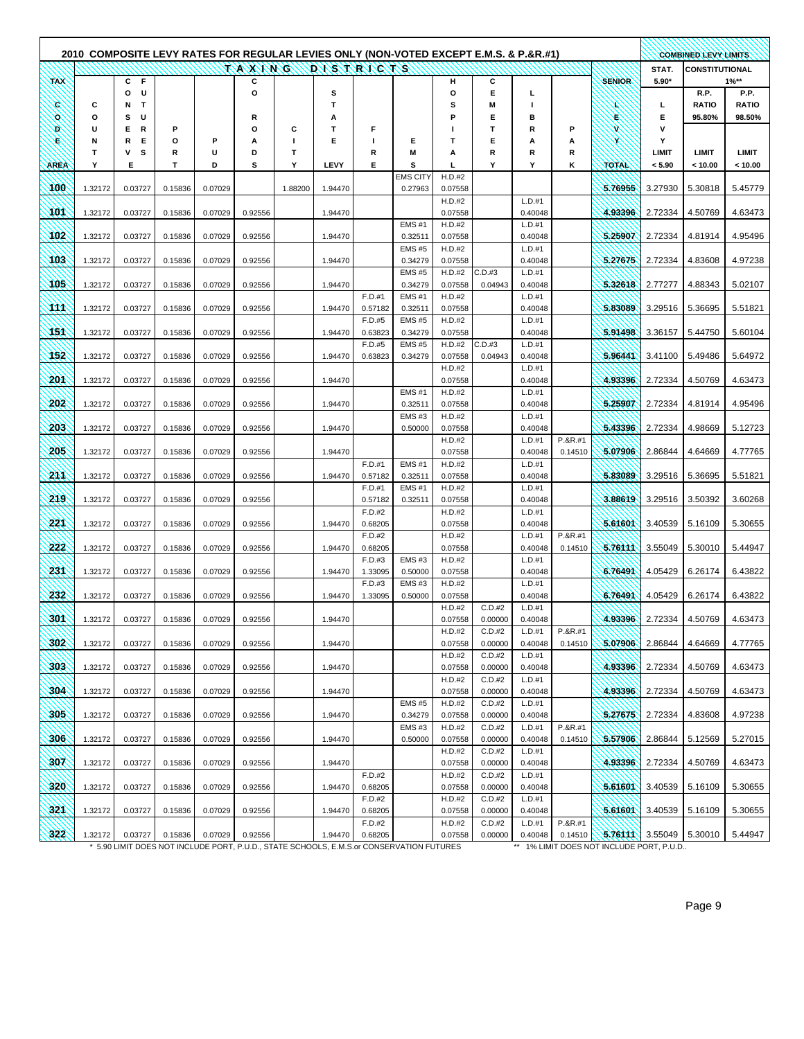# 2010 COMPOSITE LEVY RATES FOR REGULAR LEVIES ONLY (NON-VOTED EXCEPT E.M.S. & P.&R.#1)

| TAX CODE AREA | COUNTY | CONSERVATION FUTURES | PORT | PUD | CORRIDOR ROADS | CITY | STATE LEVY | FIRE | EMS | HOSPITAL | CEMETERY | LIBRARY | PARK | SENIOR LEVY TOTAL | STAT. 5.90* LEVY LIMIT < 5.90 | CONSTITUTIONAL 1%** R.P. RATIO 95.80% LIMIT < 10.00 | CONSTITUTIONAL 1%** P.P. RATIO 98.50% LIMIT < 10.00 |
|---|---|---|---|---|---|---|---|---|---|---|---|---|---|---|---|---|---|
| 100 | 1.32172 | 0.03727 | 0.15836 | 0.07029 | | 1.88200 | 1.94470 | | EMS CITY 0.27963 | H.D.#2 0.07558 | | | | 5.76955 | 3.27930 | 5.30818 | 5.45779 |
| 101 | 1.32172 | 0.03727 | 0.15836 | 0.07029 | 0.92556 | | 1.94470 | | | H.D.#2 0.07558 | | L.D.#1 0.40048 | | 4.93396 | 2.72334 | 4.50769 | 4.63473 |
| 102 | 1.32172 | 0.03727 | 0.15836 | 0.07029 | 0.92556 | | 1.94470 | | EMS #1 0.32511 | H.D.#2 0.07558 | | L.D.#1 0.40048 | | 5.25907 | 2.72334 | 4.81914 | 4.95496 |
| 103 | 1.32172 | 0.03727 | 0.15836 | 0.07029 | 0.92556 | | 1.94470 | | EMS #5 0.34279 | H.D.#2 0.07558 | | L.D.#1 0.40048 | | 5.27675 | 2.72334 | 4.83608 | 4.97238 |
| 105 | 1.32172 | 0.03727 | 0.15836 | 0.07029 | 0.92556 | | 1.94470 | | EMS #5 0.34279 | H.D.#2 0.07558 | C.D.#3 0.04943 | L.D.#1 0.40048 | | 5.32618 | 2.77277 | 4.88343 | 5.02107 |
| 111 | 1.32172 | 0.03727 | 0.15836 | 0.07029 | 0.92556 | | 1.94470 | F.D.#1 0.57182 | EMS #1 0.32511 | H.D.#2 0.07558 | | L.D.#1 0.40048 | | 5.83089 | 3.29516 | 5.36695 | 5.51821 |
| 151 | 1.32172 | 0.03727 | 0.15836 | 0.07029 | 0.92556 | | 1.94470 | F.D.#5 0.63823 | EMS #5 0.34279 | H.D.#2 0.07558 | | L.D.#1 0.40048 | | 5.91498 | 3.36157 | 5.44750 | 5.60104 |
| 152 | 1.32172 | 0.03727 | 0.15836 | 0.07029 | 0.92556 | | 1.94470 | F.D.#5 0.63823 | EMS #5 0.34279 | H.D.#2 0.07558 | C.D.#3 0.04943 | L.D.#1 0.40048 | | 5.96441 | 3.41100 | 5.49486 | 5.64972 |
| 201 | 1.32172 | 0.03727 | 0.15836 | 0.07029 | 0.92556 | | 1.94470 | | | H.D.#2 0.07558 | | L.D.#1 0.40048 | | 4.93396 | 2.72334 | 4.50769 | 4.63473 |
| 202 | 1.32172 | 0.03727 | 0.15836 | 0.07029 | 0.92556 | | 1.94470 | | EMS #1 0.32511 | H.D.#2 0.07558 | | L.D.#1 0.40048 | | 5.25907 | 2.72334 | 4.81914 | 4.95496 |
| 203 | 1.32172 | 0.03727 | 0.15836 | 0.07029 | 0.92556 | | 1.94470 | | EMS #3 0.50000 | H.D.#2 0.07558 | | L.D.#1 0.40048 | | 5.43396 | 2.72334 | 4.98669 | 5.12723 |
| 205 | 1.32172 | 0.03727 | 0.15836 | 0.07029 | 0.92556 | | 1.94470 | | | H.D.#2 0.07558 | | L.D.#1 0.40048 | P.&R.#1 0.14510 | 5.07906 | 2.86844 | 4.64669 | 4.77765 |
| 211 | 1.32172 | 0.03727 | 0.15836 | 0.07029 | 0.92556 | | 1.94470 | F.D.#1 0.57182 | EMS #1 0.32511 | H.D.#2 0.07558 | | L.D.#1 0.40048 | | 5.83089 | 3.29516 | 5.36695 | 5.51821 |
| 219 | 1.32172 | 0.03727 | 0.15836 | 0.07029 | 0.92556 | | | F.D.#1 0.57182 | EMS #1 0.32511 | H.D.#2 0.07558 | | L.D.#1 0.40048 | | 3.88619 | 3.29516 | 3.50392 | 3.60268 |
| 221 | 1.32172 | 0.03727 | 0.15836 | 0.07029 | 0.92556 | | 1.94470 | F.D.#2 0.68205 | | H.D.#2 0.07558 | | L.D.#1 0.40048 | | 5.61601 | 3.40539 | 5.16109 | 5.30655 |
| 222 | 1.32172 | 0.03727 | 0.15836 | 0.07029 | 0.92556 | | 1.94470 | F.D.#2 0.68205 | | H.D.#2 0.07558 | | L.D.#1 0.40048 | P.&R.#1 0.14510 | 5.76111 | 3.55049 | 5.30010 | 5.44947 |
| 231 | 1.32172 | 0.03727 | 0.15836 | 0.07029 | 0.92556 | | 1.94470 | F.D.#3 1.33095 | EMS #3 0.50000 | H.D.#2 0.07558 | | L.D.#1 0.40048 | | 6.76491 | 4.05429 | 6.26174 | 6.43822 |
| 232 | 1.32172 | 0.03727 | 0.15836 | 0.07029 | 0.92556 | | 1.94470 | F.D.#3 1.33095 | EMS #3 0.50000 | H.D.#2 0.07558 | | L.D.#1 0.40048 | | 6.76491 | 4.05429 | 6.26174 | 6.43822 |
| 301 | 1.32172 | 0.03727 | 0.15836 | 0.07029 | 0.92556 | | 1.94470 | | | H.D.#2 0.07558 | C.D.#2 0.00000 | L.D.#1 0.40048 | | 4.93396 | 2.72334 | 4.50769 | 4.63473 |
| 302 | 1.32172 | 0.03727 | 0.15836 | 0.07029 | 0.92556 | | 1.94470 | | | H.D.#2 0.07558 | C.D.#2 0.00000 | L.D.#1 0.40048 | P.&R.#1 0.14510 | 5.07906 | 2.86844 | 4.64669 | 4.77765 |
| 303 | 1.32172 | 0.03727 | 0.15836 | 0.07029 | 0.92556 | | 1.94470 | | | H.D.#2 0.07558 | C.D.#2 0.00000 | L.D.#1 0.40048 | | 4.93396 | 2.72334 | 4.50769 | 4.63473 |
| 304 | 1.32172 | 0.03727 | 0.15836 | 0.07029 | 0.92556 | | 1.94470 | | | H.D.#2 0.07558 | C.D.#2 0.00000 | L.D.#1 0.40048 | | 4.93396 | 2.72334 | 4.50769 | 4.63473 |
| 305 | 1.32172 | 0.03727 | 0.15836 | 0.07029 | 0.92556 | | 1.94470 | | EMS #5 0.34279 | H.D.#2 0.07558 | C.D.#2 0.00000 | L.D.#1 0.40048 | | 5.27675 | 2.72334 | 4.83608 | 4.97238 |
| 306 | 1.32172 | 0.03727 | 0.15836 | 0.07029 | 0.92556 | | 1.94470 | | EMS #3 0.50000 | H.D.#2 0.07558 | C.D.#2 0.00000 | L.D.#1 0.40048 | P.&R.#1 0.14510 | 5.57906 | 2.86844 | 5.12569 | 5.27015 |
| 307 | 1.32172 | 0.03727 | 0.15836 | 0.07029 | 0.92556 | | 1.94470 | | | H.D.#2 0.07558 | C.D.#2 0.00000 | L.D.#1 0.40048 | | 4.93396 | 2.72334 | 4.50769 | 4.63473 |
| 320 | 1.32172 | 0.03727 | 0.15836 | 0.07029 | 0.92556 | | 1.94470 | F.D.#2 0.68205 | | H.D.#2 0.07558 | C.D.#2 0.00000 | L.D.#1 0.40048 | | 5.61601 | 3.40539 | 5.16109 | 5.30655 |
| 321 | 1.32172 | 0.03727 | 0.15836 | 0.07029 | 0.92556 | | 1.94470 | F.D.#2 0.68205 | | H.D.#2 0.07558 | C.D.#2 0.00000 | L.D.#1 0.40048 | | 5.61601 | 3.40539 | 5.16109 | 5.30655 |
| 322 | 1.32172 | 0.03727 | 0.15836 | 0.07029 | 0.92556 | | 1.94470 | F.D.#2 0.68205 | | H.D.#2 0.07558 | C.D.#2 0.00000 | L.D.#1 0.40048 | P.&R.#1 0.14510 | 5.76111 | 3.55049 | 5.30010 | 5.44947 |

\* 5.90 LIMIT DOES NOT INCLUDE PORT, P.U.D., STATE SCHOOLS, E.M.S.or CONSERVATION FUTURES

\** 1% LIMIT DOES NOT INCLUDE PORT, P.U.D..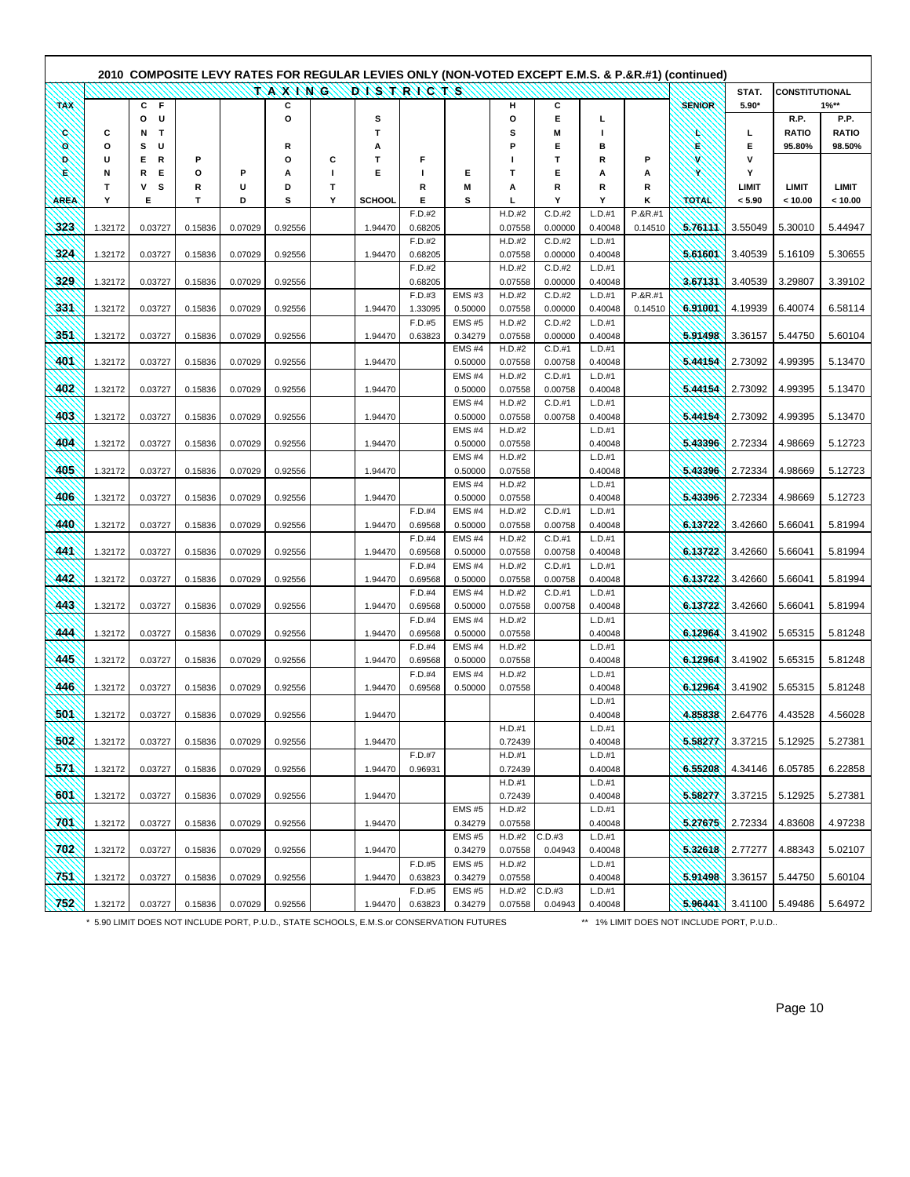## 2010 COMPOSITE LEVY RATES FOR REGULAR LEVIES ONLY (NON-VOTED EXCEPT E.M.S. & P.&R.#1) (continued)

| TAX CODE AREA | COUNTY | CONTRIBUTION COURTS | PORT | PUD | COUNTY ROADS | CITY | STATE SCHOOL | FIRE | EMS | HOSPITAL | CEMETERY | LIBRARY | PARK | SENIOR LEVY TOTAL | STAT. 5.90* LEVY LIMIT < 5.90 | CONSTITUTIONAL 1%** R.P. RATIO 95.80% LIMIT < 10.00 | P.P. RATIO 98.50% LIMIT < 10.00 |
|---|---|---|---|---|---|---|---|---|---|---|---|---|---|---|---|---|---|
| 323 | 1.32172 | 0.03727 | 0.15836 | 0.07029 | 0.92556 | | 1.94470 | F.D.#2 0.68205 | | H.D.#2 0.07558 | C.D.#2 0.00000 | L.D.#1 0.40048 | P.&R.#1 0.14510 | 5.76111 | 3.55049 | 5.30010 | 5.44947 |
| 324 | 1.32172 | 0.03727 | 0.15836 | 0.07029 | 0.92556 | | 1.94470 | F.D.#2 0.68205 | | H.D.#2 0.07558 | C.D.#2 0.00000 | L.D.#1 0.40048 | | 5.61601 | 3.40539 | 5.16109 | 5.30655 |
| 329 | 1.32172 | 0.03727 | 0.15836 | 0.07029 | 0.92556 | | | F.D.#2 0.68205 | | H.D.#2 0.07558 | C.D.#2 0.00000 | L.D.#1 0.40048 | | 3.67131 | 3.40539 | 3.29807 | 3.39102 |
| 331 | 1.32172 | 0.03727 | 0.15836 | 0.07029 | 0.92556 | | 1.94470 | F.D.#3 1.33095 | EMS #3 0.50000 | H.D.#2 0.07558 | C.D.#2 0.00000 | L.D.#1 0.40048 | P.&R.#1 0.14510 | 6.91001 | 4.19939 | 6.40074 | 6.58114 |
| 351 | 1.32172 | 0.03727 | 0.15836 | 0.07029 | 0.92556 | | 1.94470 | F.D.#5 0.63823 | EMS #5 0.34279 | H.D.#2 0.07558 | C.D.#2 0.00000 | L.D.#1 0.40048 | | 5.91498 | 3.36157 | 5.44750 | 5.60104 |
| 401 | 1.32172 | 0.03727 | 0.15836 | 0.07029 | 0.92556 | | 1.94470 | | EMS #4 0.50000 | H.D.#2 0.07558 | C.D.#1 0.00758 | L.D.#1 0.40048 | | 5.44154 | 2.73092 | 4.99395 | 5.13470 |
| 402 | 1.32172 | 0.03727 | 0.15836 | 0.07029 | 0.92556 | | 1.94470 | | EMS #4 0.50000 | H.D.#2 0.07558 | C.D.#1 0.00758 | L.D.#1 0.40048 | | 5.44154 | 2.73092 | 4.99395 | 5.13470 |
| 403 | 1.32172 | 0.03727 | 0.15836 | 0.07029 | 0.92556 | | 1.94470 | | EMS #4 0.50000 | H.D.#2 0.07558 | C.D.#1 0.00758 | L.D.#1 0.40048 | | 5.44154 | 2.73092 | 4.99395 | 5.13470 |
| 404 | 1.32172 | 0.03727 | 0.15836 | 0.07029 | 0.92556 | | 1.94470 | | EMS #4 0.50000 | H.D.#2 0.07558 | | L.D.#1 0.40048 | | 5.43396 | 2.72334 | 4.98669 | 5.12723 |
| 405 | 1.32172 | 0.03727 | 0.15836 | 0.07029 | 0.92556 | | 1.94470 | | EMS #4 0.50000 | H.D.#2 0.07558 | | L.D.#1 0.40048 | | 5.43396 | 2.72334 | 4.98669 | 5.12723 |
| 406 | 1.32172 | 0.03727 | 0.15836 | 0.07029 | 0.92556 | | 1.94470 | | EMS #4 0.50000 | H.D.#2 0.07558 | | L.D.#1 0.40048 | | 5.43396 | 2.72334 | 4.98669 | 5.12723 |
| 440 | 1.32172 | 0.03727 | 0.15836 | 0.07029 | 0.92556 | | 1.94470 | F.D.#4 0.69568 | EMS #4 0.50000 | H.D.#2 0.07558 | C.D.#1 0.00758 | L.D.#1 0.40048 | | 6.13722 | 3.42660 | 5.66041 | 5.81994 |
| 441 | 1.32172 | 0.03727 | 0.15836 | 0.07029 | 0.92556 | | 1.94470 | F.D.#4 0.69568 | EMS #4 0.50000 | H.D.#2 0.07558 | C.D.#1 0.00758 | L.D.#1 0.40048 | | 6.13722 | 3.42660 | 5.66041 | 5.81994 |
| 442 | 1.32172 | 0.03727 | 0.15836 | 0.07029 | 0.92556 | | 1.94470 | F.D.#4 0.69568 | EMS #4 0.50000 | H.D.#2 0.07558 | C.D.#1 0.00758 | L.D.#1 0.40048 | | 6.13722 | 3.42660 | 5.66041 | 5.81994 |
| 443 | 1.32172 | 0.03727 | 0.15836 | 0.07029 | 0.92556 | | 1.94470 | F.D.#4 0.69568 | EMS #4 0.50000 | H.D.#2 0.07558 | C.D.#1 0.00758 | L.D.#1 0.40048 | | 6.13722 | 3.42660 | 5.66041 | 5.81994 |
| 444 | 1.32172 | 0.03727 | 0.15836 | 0.07029 | 0.92556 | | 1.94470 | F.D.#4 0.69568 | EMS #4 0.50000 | H.D.#2 0.07558 | | L.D.#1 0.40048 | | 6.12964 | 3.41902 | 5.65315 | 5.81248 |
| 445 | 1.32172 | 0.03727 | 0.15836 | 0.07029 | 0.92556 | | 1.94470 | F.D.#4 0.69568 | EMS #4 0.50000 | H.D.#2 0.07558 | | L.D.#1 0.40048 | | 6.12964 | 3.41902 | 5.65315 | 5.81248 |
| 446 | 1.32172 | 0.03727 | 0.15836 | 0.07029 | 0.92556 | | 1.94470 | F.D.#4 0.69568 | EMS #4 0.50000 | H.D.#2 0.07558 | | L.D.#1 0.40048 | | 6.12964 | 3.41902 | 5.65315 | 5.81248 |
| 501 | 1.32172 | 0.03727 | 0.15836 | 0.07029 | 0.92556 | | 1.94470 | | | | | L.D.#1 0.40048 | | 4.85838 | 2.64776 | 4.43528 | 4.56028 |
| 502 | 1.32172 | 0.03727 | 0.15836 | 0.07029 | 0.92556 | | 1.94470 | | | H.D.#1 0.72439 | | L.D.#1 0.40048 | | 5.58277 | 3.37215 | 5.12925 | 5.27381 |
| 571 | 1.32172 | 0.03727 | 0.15836 | 0.07029 | 0.92556 | | 1.94470 | F.D.#7 0.96931 | | H.D.#1 0.72439 | | L.D.#1 0.40048 | | 6.55208 | 4.34146 | 6.05785 | 6.22858 |
| 601 | 1.32172 | 0.03727 | 0.15836 | 0.07029 | 0.92556 | | 1.94470 | | | H.D.#1 0.72439 | | L.D.#1 0.40048 | | 5.58277 | 3.37215 | 5.12925 | 5.27381 |
| 701 | 1.32172 | 0.03727 | 0.15836 | 0.07029 | 0.92556 | | 1.94470 | | EMS #5 0.34279 | H.D.#2 0.07558 | | L.D.#1 0.40048 | | 5.27675 | 2.72334 | 4.83608 | 4.97238 |
| 702 | 1.32172 | 0.03727 | 0.15836 | 0.07029 | 0.92556 | | 1.94470 | | EMS #5 0.34279 | H.D.#2 0.07558 | C.D.#3 0.04943 | L.D.#1 0.40048 | | 5.32618 | 2.77277 | 4.88343 | 5.02107 |
| 751 | 1.32172 | 0.03727 | 0.15836 | 0.07029 | 0.92556 | | 1.94470 | F.D.#5 0.63823 | EMS #5 0.34279 | H.D.#2 0.07558 | | L.D.#1 0.40048 | | 5.91498 | 3.36157 | 5.44750 | 5.60104 |
| 752 | 1.32172 | 0.03727 | 0.15836 | 0.07029 | 0.92556 | | 1.94470 | F.D.#5 0.63823 | EMS #5 0.34279 | H.D.#2 0.07558 | C.D.#3 0.04943 | L.D.#1 0.40048 | | 5.96441 | 3.41100 | 5.49486 | 5.64972 |

\* 5.90 LIMIT DOES NOT INCLUDE PORT, P.U.D., STATE SCHOOLS, E.M.S.or CONSERVATION FUTURES

** 1% LIMIT DOES NOT INCLUDE PORT, P.U.D..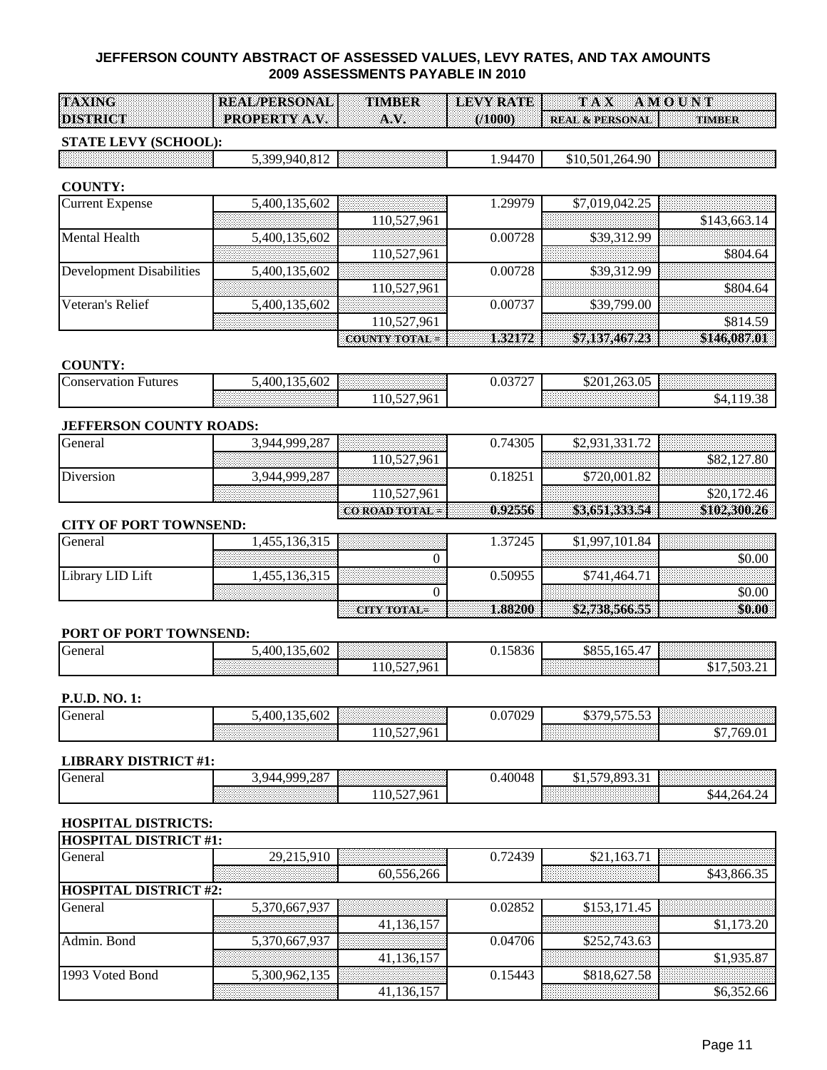# JEFFERSON COUNTY ABSTRACT OF ASSESSED VALUES, LEVY RATES, AND TAX AMOUNTS
## 2009 ASSESSMENTS PAYABLE IN 2010

| TAXING DISTRICT | REAL/PERSONAL PROPERTY A.V. | TIMBER A.V. | LEVY RATE (/1000) | TAX AMOUNT REAL & PERSONAL | TAX AMOUNT TIMBER |
|---|---|---|---|---|---|
| **STATE LEVY (SCHOOL):** | | | | | |
| | 5,399,940,812 | | 1.94470 | $10,501,264.90 | |
| **COUNTY:** | | | | | |
| Current Expense | 5,400,135,602 | | 1.29979 | $7,019,042.25 | |
| | | 110,527,961 | | | $143,663.14 |
| Mental Health | 5,400,135,602 | | 0.00728 | $39,312.99 | |
| | | 110,527,961 | | | $804.64 |
| Development Disabilities | 5,400,135,602 | | 0.00728 | $39,312.99 | |
| | | 110,527,961 | | | $804.64 |
| Veteran's Relief | 5,400,135,602 | | 0.00737 | $39,799.00 | |
| | | 110,527,961 | | | $814.59 |
| | | **COUNTY TOTAL =** | **1.32172** | **$7,137,467.23** | **$146,087.01** |
| **COUNTY:** | | | | | |
| Conservation Futures | 5,400,135,602 | | 0.03727 | $201,263.05 | |
| | | 110,527,961 | | | $4,119.38 |
| **JEFFERSON COUNTY ROADS:** | | | | | |
| General | 3,944,999,287 | | 0.74305 | $2,931,331.72 | |
| | | 110,527,961 | | | $82,127.80 |
| Diversion | 3,944,999,287 | | 0.18251 | $720,001.82 | |
| | | 110,527,961 | | | $20,172.46 |
| | | **CO ROAD TOTAL =** | **0.92556** | **$3,651,333.54** | **$102,300.26** |
| **CITY OF PORT TOWNSEND:** | | | | | |
| General | 1,455,136,315 | | 1.37245 | $1,997,101.84 | |
| | | 0 | | | $0.00 |
| Library LID Lift | 1,455,136,315 | | 0.50955 | $741,464.71 | |
| | | 0 | | | $0.00 |
| | | **CITY TOTAL=** | **1.88200** | **$2,738,566.55** | **$0.00** |
| **PORT OF PORT TOWNSEND:** | | | | | |
| General | 5,400,135,602 | | 0.15836 | $855,165.47 | |
| | | 110,527,961 | | | $17,503.21 |
| **P.U.D. NO. 1:** | | | | | |
| General | 5,400,135,602 | | 0.07029 | $379,575.53 | |
| | | 110,527,961 | | | $7,769.01 |
| **LIBRARY DISTRICT #1:** | | | | | |
| General | 3,944,999,287 | | 0.40048 | $1,579,893.31 | |
| | | 110,527,961 | | | $44,264.24 |
| **HOSPITAL DISTRICTS:** | | | | | |
| **HOSPITAL DISTRICT #1:** | | | | | |
| General | 29,215,910 | | 0.72439 | $21,163.71 | |
| | | 60,556,266 | | | $43,866.35 |
| **HOSPITAL DISTRICT #2:** | | | | | |
| General | 5,370,667,937 | | 0.02852 | $153,171.45 | |
| | | 41,136,157 | | | $1,173.20 |
| Admin. Bond | 5,370,667,937 | | 0.04706 | $252,743.63 | |
| | | 41,136,157 | | | $1,935.87 |
| 1993 Voted Bond | 5,300,962,135 | | 0.15443 | $818,627.58 | |
| | | 41,136,157 | | | $6,352.66 |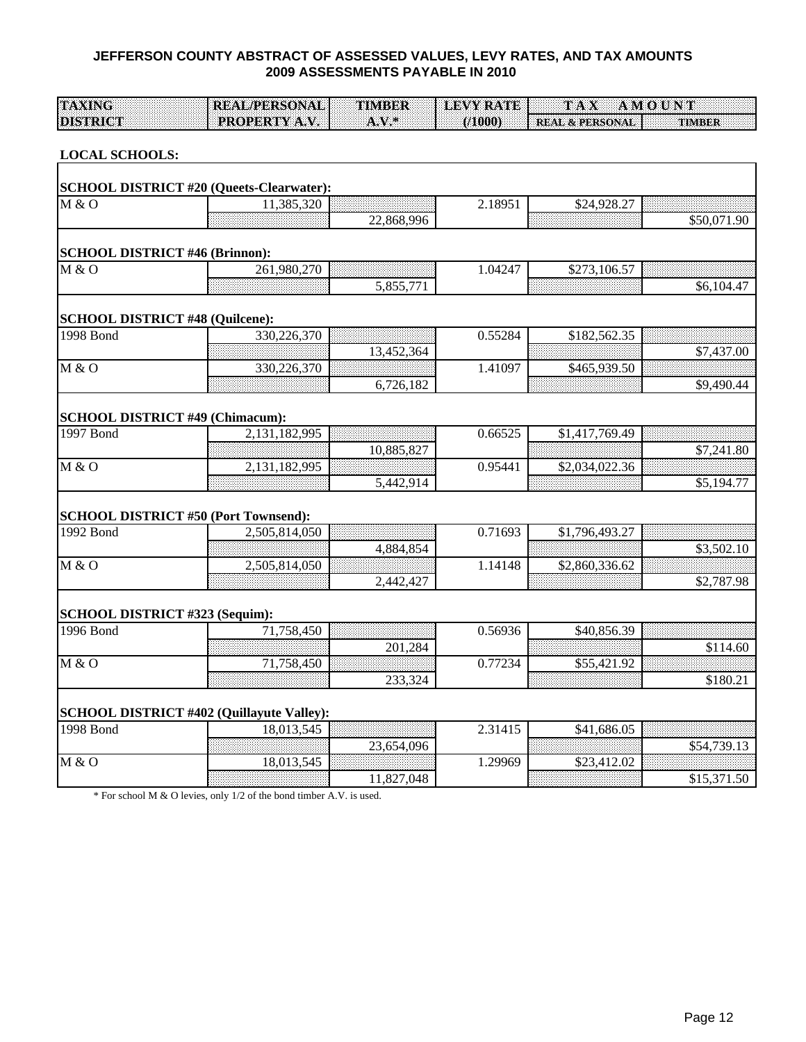# JEFFERSON COUNTY ABSTRACT OF ASSESSED VALUES, LEVY RATES, AND TAX AMOUNTS
## 2009 ASSESSMENTS PAYABLE IN 2010

| TAXING DISTRICT | REAL/PERSONAL PROPERTY A.V. | TIMBER A.V.* | LEVY RATE (/1000) | TAX AMOUNT REAL & PERSONAL | TAX AMOUNT TIMBER |
|---|---|---|---|---|---|
| **LOCAL SCHOOLS:** | | | | | |
| **SCHOOL DISTRICT #20 (Queets-Clearwater):** | | | | | |
| M & O | 11,385,320 | | 2.18951 | $24,928.27 | |
| | | 22,868,996 | | | $50,071.90 |
| **SCHOOL DISTRICT #46 (Brinnon):** | | | | | |
| M & O | 261,980,270 | | 1.04247 | $273,106.57 | |
| | | 5,855,771 | | | $6,104.47 |
| **SCHOOL DISTRICT #48 (Quilcene):** | | | | | |
| 1998 Bond | 330,226,370 | | 0.55284 | $182,562.35 | |
| | | 13,452,364 | | | $7,437.00 |
| M & O | 330,226,370 | | 1.41097 | $465,939.50 | |
| | | 6,726,182 | | | $9,490.44 |
| **SCHOOL DISTRICT #49 (Chimacum):** | | | | | |
| 1997 Bond | 2,131,182,995 | | 0.66525 | $1,417,769.49 | |
| | | 10,885,827 | | | $7,241.80 |
| M & O | 2,131,182,995 | | 0.95441 | $2,034,022.36 | |
| | | 5,442,914 | | | $5,194.77 |
| **SCHOOL DISTRICT #50 (Port Townsend):** | | | | | |
| 1992 Bond | 2,505,814,050 | | 0.71693 | $1,796,493.27 | |
| | | 4,884,854 | | | $3,502.10 |
| M & O | 2,505,814,050 | | 1.14148 | $2,860,336.62 | |
| | | 2,442,427 | | | $2,787.98 |
| **SCHOOL DISTRICT #323 (Sequim):** | | | | | |
| 1996 Bond | 71,758,450 | | 0.56936 | $40,856.39 | |
| | | 201,284 | | | $114.60 |
| M & O | 71,758,450 | | 0.77234 | $55,421.92 | |
| | | 233,324 | | | $180.21 |
| **SCHOOL DISTRICT #402 (Quillayute Valley):** | | | | | |
| 1998 Bond | 18,013,545 | | 2.31415 | $41,686.05 | |
| | | 23,654,096 | | | $54,739.13 |
| M & O | 18,013,545 | | 1.29969 | $23,412.02 | |
| | | 11,827,048 | | | $15,371.50 |

* For school M & O levies, only 1/2 of the bond timber A.V. is used.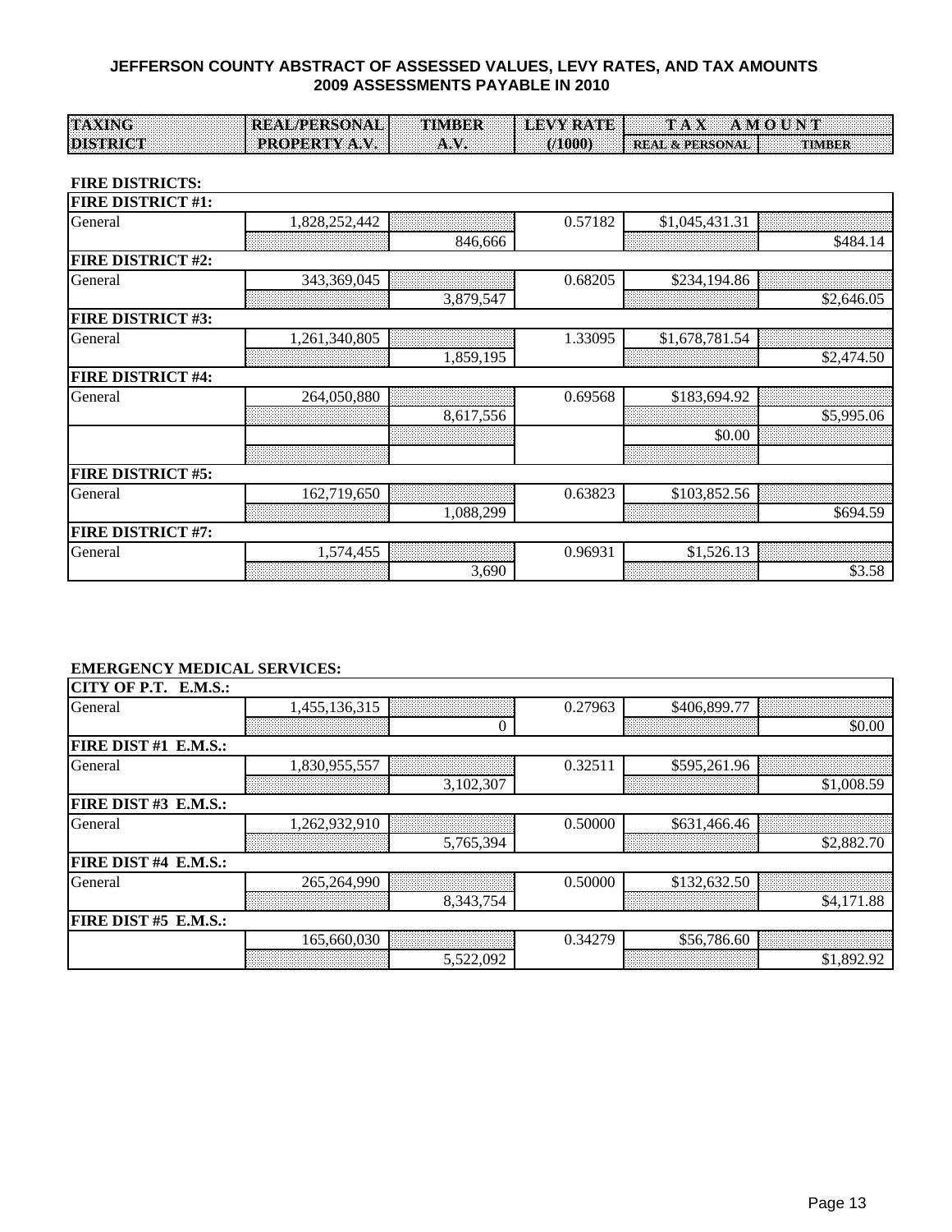# JEFFERSON COUNTY ABSTRACT OF ASSESSED VALUES, LEVY RATES, AND TAX AMOUNTS
## 2009 ASSESSMENTS PAYABLE IN 2010

**FIRE DISTRICTS:**

| TAXING DISTRICT | REAL/PERSONAL PROPERTY A.V. | TIMBER A.V. | LEVY RATE (/1000) | TAX AMOUNT REAL & PERSONAL | TAX AMOUNT TIMBER |
|---|---|---|---|---|---|
| **FIRE DISTRICT #1:** | | | | | |
| General | 1,828,252,442 | | 0.57182 | $1,045,431.31 | |
| | | 846,666 | | | $484.14 |
| **FIRE DISTRICT #2:** | | | | | |
| General | 343,369,045 | | 0.68205 | $234,194.86 | |
| | | 3,879,547 | | | $2,646.05 |
| **FIRE DISTRICT #3:** | | | | | |
| General | 1,261,340,805 | | 1.33095 | $1,678,781.54 | |
| | | 1,859,195 | | | $2,474.50 |
| **FIRE DISTRICT #4:** | | | | | |
| General | 264,050,880 | | 0.69568 | $183,694.92 | |
| | | 8,617,556 | | | $5,995.06 |
| | | | | $0.00 | |
| | | | | | |
| **FIRE DISTRICT #5:** | | | | | |
| General | 162,719,650 | | 0.63823 | $103,852.56 | |
| | | 1,088,299 | | | $694.59 |
| **FIRE DISTRICT #7:** | | | | | |
| General | 1,574,455 | | 0.96931 | $1,526.13 | |
| | | 3,690 | | | $3.58 |

**EMERGENCY MEDICAL SERVICES:**

| TAXING DISTRICT | REAL/PERSONAL PROPERTY A.V. | TIMBER A.V. | LEVY RATE (/1000) | TAX AMOUNT REAL & PERSONAL | TAX AMOUNT TIMBER |
|---|---|---|---|---|---|
| **CITY OF P.T. E.M.S.:** | | | | | |
| General | 1,455,136,315 | | 0.27963 | $406,899.77 | |
| | | 0 | | | $0.00 |
| **FIRE DIST #1 E.M.S.:** | | | | | |
| General | 1,830,955,557 | | 0.32511 | $595,261.96 | |
| | | 3,102,307 | | | $1,008.59 |
| **FIRE DIST #3 E.M.S.:** | | | | | |
| General | 1,262,932,910 | | 0.50000 | $631,466.46 | |
| | | 5,765,394 | | | $2,882.70 |
| **FIRE DIST #4 E.M.S.:** | | | | | |
| General | 265,264,990 | | 0.50000 | $132,632.50 | |
| | | 8,343,754 | | | $4,171.88 |
| **FIRE DIST #5 E.M.S.:** | | | | | |
| | 165,660,030 | | 0.34279 | $56,786.60 | |
| | | 5,522,092 | | | $1,892.92 |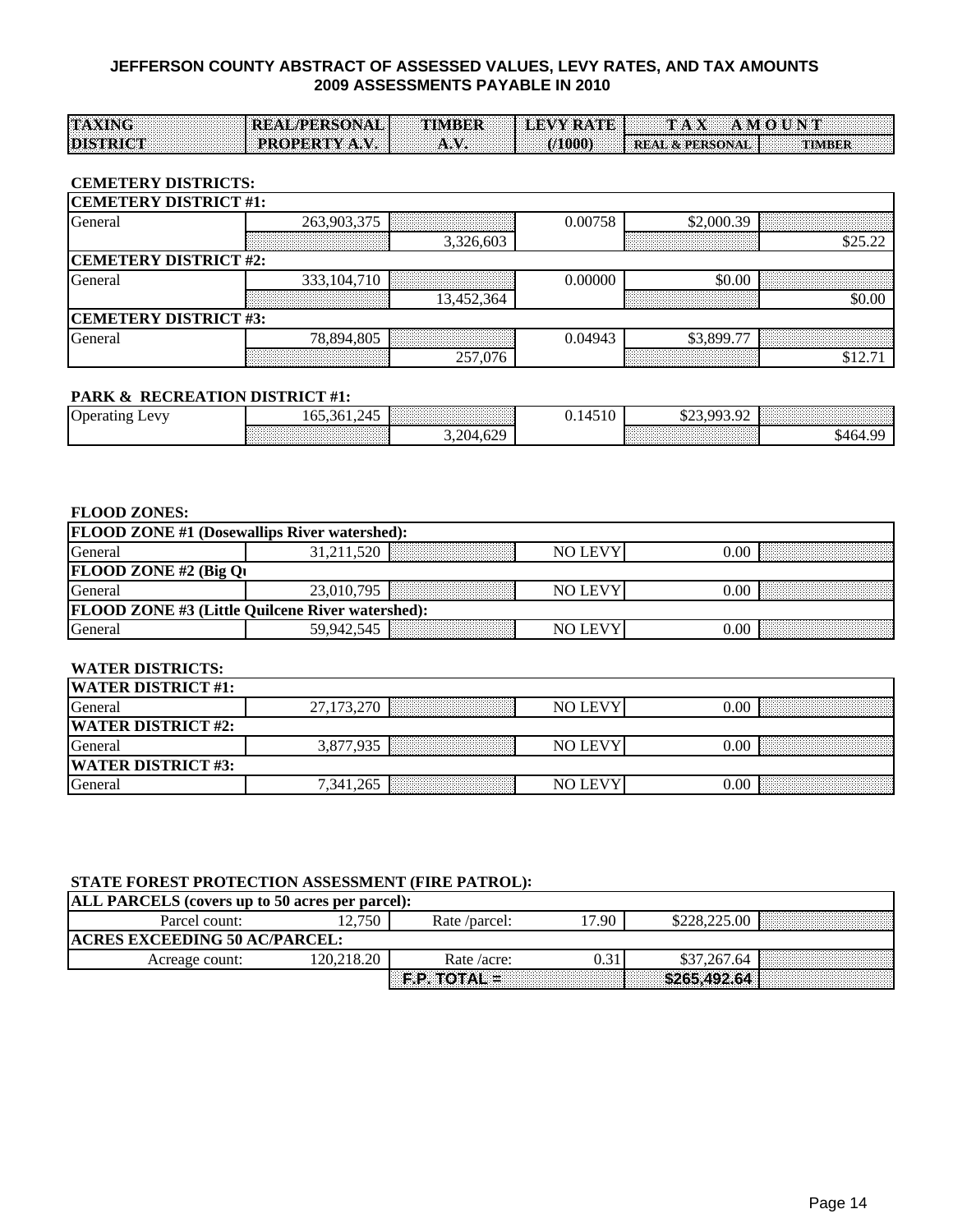# JEFFERSON COUNTY ABSTRACT OF ASSESSED VALUES, LEVY RATES, AND TAX AMOUNTS
## 2009 ASSESSMENTS PAYABLE IN 2010

| TAXING DISTRICT | REAL/PERSONAL PROPERTY A.V. | TIMBER A.V. | LEVY RATE (/1000) | TAX AMOUNT REAL & PERSONAL | TAX AMOUNT TIMBER |
|---|---|---|---|---|---|

**CEMETERY DISTRICTS:**

| TAXING DISTRICT | REAL/PERSONAL PROPERTY A.V. | TIMBER A.V. | LEVY RATE (/1000) | REAL & PERSONAL | TIMBER |
|---|---|---|---|---|---|
| **CEMETERY DISTRICT #1:** | | | | | |
| General | 263,903,375 | | 0.00758 | $2,000.39 | |
| | | 3,326,603 | | | $25.22 |
| **CEMETERY DISTRICT #2:** | | | | | |
| General | 333,104,710 | | 0.00000 | $0.00 | |
| | | 13,452,364 | | | $0.00 |
| **CEMETERY DISTRICT #3:** | | | | | |
| General | 78,894,805 | | 0.04943 | $3,899.77 | |
| | | 257,076 | | | $12.71 |

**PARK & RECREATION DISTRICT #1:**

| TAXING DISTRICT | REAL/PERSONAL PROPERTY A.V. | TIMBER A.V. | LEVY RATE (/1000) | REAL & PERSONAL | TIMBER |
|---|---|---|---|---|---|
| Operating Levy | 165,361,245 | | 0.14510 | $23,993.92 | |
| | | 3,204,629 | | | $464.99 |

**FLOOD ZONES:**

| TAXING DISTRICT | REAL/PERSONAL PROPERTY A.V. | TIMBER A.V. | LEVY RATE (/1000) | REAL & PERSONAL | TIMBER |
|---|---|---|---|---|---|
| **FLOOD ZONE #1 (Dosewallips River watershed):** | | | | | |
| General | 31,211,520 | | NO LEVY | 0.00 | |
| **FLOOD ZONE #2 (Big Qu** | | | | | |
| General | 23,010,795 | | NO LEVY | 0.00 | |
| **FLOOD ZONE #3 (Little Quilcene River watershed):** | | | | | |
| General | 59,942,545 | | NO LEVY | 0.00 | |

**WATER DISTRICTS:**

| TAXING DISTRICT | REAL/PERSONAL PROPERTY A.V. | TIMBER A.V. | LEVY RATE (/1000) | REAL & PERSONAL | TIMBER |
|---|---|---|---|---|---|
| **WATER DISTRICT #1:** | | | | | |
| General | 27,173,270 | | NO LEVY | 0.00 | |
| **WATER DISTRICT #2:** | | | | | |
| General | 3,877,935 | | NO LEVY | 0.00 | |
| **WATER DISTRICT #3:** | | | | | |
| General | 7,341,265 | | NO LEVY | 0.00 | |

**STATE FOREST PROTECTION ASSESSMENT (FIRE PATROL):**

| | | | | | |
|---|---|---|---|---|---|
| **ALL PARCELS (covers up to 50 acres per parcel):** | | | | | |
| Parcel count: | 12,750 | Rate /parcel: | 17.90 | $228,225.00 | |
| **ACRES EXCEEDING 50 AC/PARCEL:** | | | | | |
| Acreage count: | 120,218.20 | Rate /acre: | 0.31 | $37,267.64 | |
| | | F.P. TOTAL = | | $265,492.64 | |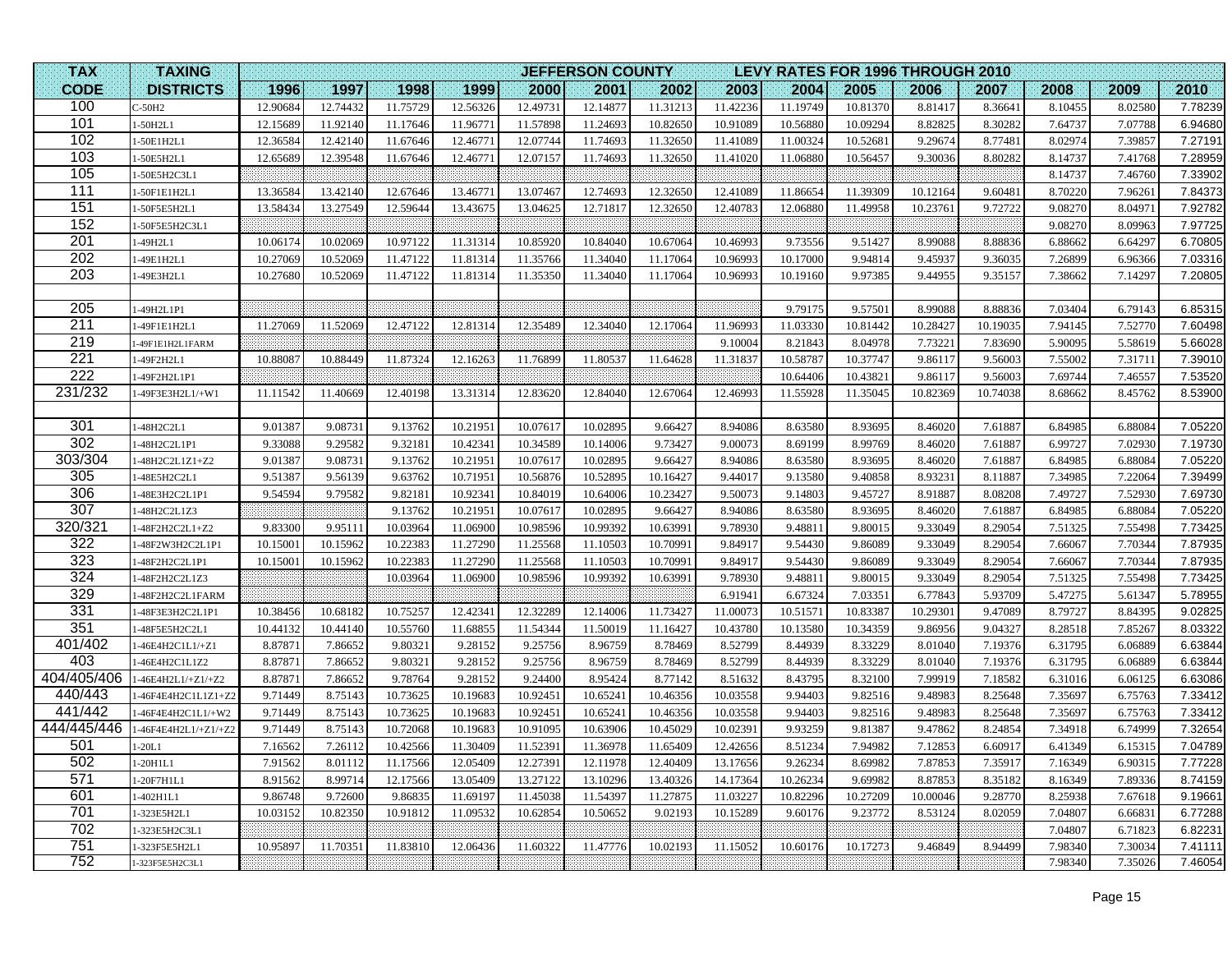| TAX CODE | TAXING DISTRICTS | 1996 | 1997 | 1998 | 1999 | 2000 | 2001 | 2002 | 2003 | 2004 | 2005 | 2006 | 2007 | 2008 | 2009 | 2010 |
|---|---|---|---|---|---|---|---|---|---|---|---|---|---|---|---|---|
| | | JEFFERSON COUNTY | | | | | | | LEVY RATES FOR 1996 THROUGH 2010 | | | | | | | |
| 100 | C-50H2 | 12.90684 | 12.74432 | 11.75729 | 12.56326 | 12.49731 | 12.14877 | 11.31213 | 11.42236 | 11.19749 | 10.81370 | 8.81417 | 8.36641 | 8.10455 | 8.02580 | 7.78239 |
| 101 | 1-50H2L1 | 12.15689 | 11.92140 | 11.17646 | 11.96771 | 11.57898 | 11.24693 | 10.82650 | 10.91089 | 10.56880 | 10.09294 | 8.82825 | 8.30282 | 7.64737 | 7.07788 | 6.94680 |
| 102 | 1-50E1H2L1 | 12.36584 | 12.42140 | 11.67646 | 12.46771 | 12.07744 | 11.74693 | 11.32650 | 11.41089 | 11.00324 | 10.52681 | 9.29674 | 8.77481 | 8.02974 | 7.39857 | 7.27191 |
| 103 | 1-50E5H2L1 | 12.65689 | 12.39548 | 11.67646 | 12.46771 | 12.07157 | 11.74693 | 11.32650 | 11.41020 | 11.06880 | 10.56457 | 9.30036 | 8.80282 | 8.14737 | 7.41768 | 7.28959 |
| 105 | 1-50E5H2C3L1 | | | | | | | | | | | | | 8.14737 | 7.46760 | 7.33902 |
| 111 | 1-50F1E1H2L1 | 13.36584 | 13.42140 | 12.67646 | 13.46771 | 13.07467 | 12.74693 | 12.32650 | 12.41089 | 11.86654 | 11.39309 | 10.12164 | 9.60481 | 8.70220 | 7.96261 | 7.84373 |
| 151 | 1-50F5E5H2L1 | 13.58434 | 13.27549 | 12.59644 | 13.43675 | 13.04625 | 12.71817 | 12.32650 | 12.40783 | 12.06880 | 11.49958 | 10.23761 | 9.72722 | 9.08270 | 8.04971 | 7.92782 |
| 152 | 1-50F5E5H2C3L1 | | | | | | | | | | | | | 9.08270 | 8.09963 | 7.97725 |
| 201 | 1-49H2L1 | 10.06174 | 10.02069 | 10.97122 | 11.31314 | 10.85920 | 10.84040 | 10.67064 | 10.46993 | 9.73556 | 9.51427 | 8.99088 | 8.88836 | 6.88662 | 6.64297 | 6.70805 |
| 202 | 1-49E1H2L1 | 10.27069 | 10.52069 | 11.47122 | 11.81314 | 11.35766 | 11.34040 | 11.17064 | 10.96993 | 10.17000 | 9.94814 | 9.45937 | 9.36035 | 7.26899 | 6.96366 | 7.03316 |
| 203 | 1-49E3H2L1 | 10.27680 | 10.52069 | 11.47122 | 11.81314 | 11.35350 | 11.34040 | 11.17064 | 10.96993 | 10.19160 | 9.97385 | 9.44955 | 9.35157 | 7.38662 | 7.14297 | 7.20805 |
| | | | | | | | | | | | | | | | | |
| 205 | 1-49H2L1P1 | | | | | | | | | 9.79175 | 9.57501 | 8.99088 | 8.88836 | 7.03404 | 6.79143 | 6.85315 |
| 211 | 1-49F1E1H2L1 | 11.27069 | 11.52069 | 12.47122 | 12.81314 | 12.35489 | 12.34040 | 12.17064 | 11.96993 | 11.03330 | 10.81442 | 10.28427 | 10.19035 | 7.94145 | 7.52770 | 7.60498 |
| 219 | 1-49F1E1H2L1FARM | | | | | | | | 9.10004 | 8.21843 | 8.04978 | 7.73221 | 7.83690 | 5.90095 | 5.58619 | 5.66028 |
| 221 | 1-49F2H2L1 | 10.88087 | 10.88449 | 11.87324 | 12.16263 | 11.76899 | 11.80537 | 11.64628 | 11.31837 | 10.58787 | 10.37747 | 9.86117 | 9.56003 | 7.55002 | 7.31711 | 7.39010 |
| 222 | 1-49F2H2L1P1 | | | | | | | | | 10.64406 | 10.43821 | 9.86117 | 9.56003 | 7.69744 | 7.46557 | 7.53520 |
| 231/232 | 1-49F3E3H2L1/+W1 | 11.11542 | 11.40669 | 12.40198 | 13.31314 | 12.83620 | 12.84040 | 12.67064 | 12.46993 | 11.55928 | 11.35045 | 10.82369 | 10.74038 | 8.68662 | 8.45762 | 8.53900 |
| | | | | | | | | | | | | | | | | |
| 301 | 1-48H2C2L1 | 9.01387 | 9.08731 | 9.13762 | 10.21951 | 10.07617 | 10.02895 | 9.66427 | 8.94086 | 8.63580 | 8.93695 | 8.46020 | 7.61887 | 6.84985 | 6.88084 | 7.05220 |
| 302 | 1-48H2C2L1P1 | 9.33088 | 9.29582 | 9.32181 | 10.42341 | 10.34589 | 10.14006 | 9.73427 | 9.00073 | 8.69199 | 8.99769 | 8.46020 | 7.61887 | 6.99727 | 7.02930 | 7.19730 |
| 303/304 | 1-48H2C2L1Z1+Z2 | 9.01387 | 9.08731 | 9.13762 | 10.21951 | 10.07617 | 10.02895 | 9.66427 | 8.94086 | 8.63580 | 8.93695 | 8.46020 | 7.61887 | 6.84985 | 6.88084 | 7.05220 |
| 305 | 1-48E5H2C2L1 | 9.51387 | 9.56139 | 9.63762 | 10.71951 | 10.56876 | 10.52895 | 10.16427 | 9.44017 | 9.13580 | 9.40858 | 8.93231 | 8.11887 | 7.34985 | 7.22064 | 7.39499 |
| 306 | 1-48E3H2C2L1P1 | 9.54594 | 9.79582 | 9.82181 | 10.92341 | 10.84019 | 10.64006 | 10.23427 | 9.50073 | 9.14803 | 9.45727 | 8.91887 | 8.08208 | 7.49727 | 7.52930 | 7.69730 |
| 307 | 1-48H2C2L1Z3 | | | 9.13762 | 10.21951 | 10.07617 | 10.02895 | 9.66427 | 8.94086 | 8.63580 | 8.93695 | 8.46020 | 7.61887 | 6.84985 | 6.88084 | 7.05220 |
| 320/321 | 1-48F2H2C2L1+Z2 | 9.83300 | 9.95111 | 10.03964 | 11.06900 | 10.98596 | 10.99392 | 10.63991 | 9.78930 | 9.48811 | 9.80015 | 9.33049 | 8.29054 | 7.51325 | 7.55498 | 7.73425 |
| 322 | 1-48F2W3H2C2L1P1 | 10.15001 | 10.15962 | 10.22383 | 11.27290 | 11.25568 | 11.10503 | 10.70991 | 9.84917 | 9.54430 | 9.86089 | 9.33049 | 8.29054 | 7.66067 | 7.70344 | 7.87935 |
| 323 | 1-48F2H2C2L1P1 | 10.15001 | 10.15962 | 10.22383 | 11.27290 | 11.25568 | 11.10503 | 10.70991 | 9.84917 | 9.54430 | 9.86089 | 9.33049 | 8.29054 | 7.66067 | 7.70344 | 7.87935 |
| 324 | 1-48F2H2C2L1Z3 | | | 10.03964 | 11.06900 | 10.98596 | 10.99392 | 10.63991 | 9.78930 | 9.48811 | 9.80015 | 9.33049 | 8.29054 | 7.51325 | 7.55498 | 7.73425 |
| 329 | 1-48F2H2C2L1FARM | | | | | | | | 6.91941 | 6.67324 | 7.03351 | 6.77843 | 5.93709 | 5.47275 | 5.61347 | 5.78955 |
| 331 | 1-48F3E3H2C2L1P1 | 10.38456 | 10.68182 | 10.75257 | 12.42341 | 12.32289 | 12.14006 | 11.73427 | 11.00073 | 10.51571 | 10.83387 | 10.29301 | 9.47089 | 8.79727 | 8.84395 | 9.02825 |
| 351 | 1-48F5E5H2C2L1 | 10.44132 | 10.44140 | 10.55760 | 11.68855 | 11.54344 | 11.50019 | 11.16427 | 10.43780 | 10.13580 | 10.34359 | 9.86956 | 9.04327 | 8.28518 | 7.85267 | 8.03322 |
| 401/402 | 1-46E4H2C1L1/+Z1 | 8.87871 | 7.86652 | 9.80321 | 9.28152 | 9.25756 | 8.96759 | 8.78469 | 8.52799 | 8.44939 | 8.33229 | 8.01040 | 7.19376 | 6.31795 | 6.06889 | 6.63844 |
| 403 | 1-46E4H2C1L1Z2 | 8.87871 | 7.86652 | 9.80321 | 9.28152 | 9.25756 | 8.96759 | 8.78469 | 8.52799 | 8.44939 | 8.33229 | 8.01040 | 7.19376 | 6.31795 | 6.06889 | 6.63844 |
| 404/405/406 | 1-46E4H2L1/+Z1/+Z2 | 8.87871 | 7.86652 | 9.78764 | 9.28152 | 9.24400 | 8.95424 | 8.77142 | 8.51632 | 8.43795 | 8.32100 | 7.99919 | 7.18582 | 6.31016 | 6.06125 | 6.63086 |
| 440/443 | 1-46F4E4H2C1L1Z1+Z2 | 9.71449 | 8.75143 | 10.73625 | 10.19683 | 10.92451 | 10.65241 | 10.46356 | 10.03558 | 9.94403 | 9.82516 | 9.48983 | 8.25648 | 7.35697 | 6.75763 | 7.33412 |
| 441/442 | 1-46F4E4H2C1L1/+W2 | 9.71449 | 8.75143 | 10.73625 | 10.19683 | 10.92451 | 10.65241 | 10.46356 | 10.03558 | 9.94403 | 9.82516 | 9.48983 | 8.25648 | 7.35697 | 6.75763 | 7.33412 |
| 444/445/446 | 1-46F4E4H2L1/+Z1/+Z2 | 9.71449 | 8.75143 | 10.72068 | 10.19683 | 10.91095 | 10.63906 | 10.45029 | 10.02391 | 9.93259 | 9.81387 | 9.47862 | 8.24854 | 7.34918 | 6.74999 | 7.32654 |
| 501 | 1-20L1 | 7.16562 | 7.26112 | 10.42566 | 11.30409 | 11.52391 | 11.36978 | 11.65409 | 12.42656 | 8.51234 | 7.94982 | 7.12853 | 6.60917 | 6.41349 | 6.15315 | 7.04789 |
| 502 | 1-20H1L1 | 7.91562 | 8.01112 | 11.17566 | 12.05409 | 12.27391 | 12.11978 | 12.40409 | 13.17656 | 9.26234 | 8.69982 | 7.87853 | 7.35917 | 7.16349 | 6.90315 | 7.77228 |
| 571 | 1-20F7H1L1 | 8.91562 | 8.99714 | 12.17566 | 13.05409 | 13.27122 | 13.10296 | 13.40326 | 14.17364 | 10.26234 | 9.69982 | 8.87853 | 8.35182 | 8.16349 | 7.89336 | 8.74159 |
| 601 | 1-402H1L1 | 9.86748 | 9.72600 | 9.86835 | 11.69197 | 11.45038 | 11.54397 | 11.27875 | 11.03227 | 10.82296 | 10.27209 | 10.00046 | 9.28770 | 8.25938 | 7.67618 | 9.19661 |
| 701 | 1-323E5H2L1 | 10.03152 | 10.82350 | 10.91812 | 11.09532 | 10.62854 | 10.50652 | 9.02193 | 10.15289 | 9.60176 | 9.23772 | 8.53124 | 8.02059 | 7.04807 | 6.66831 | 6.77288 |
| 702 | 1-323E5H2C3L1 | | | | | | | | | | | | | 7.04807 | 6.71823 | 6.82231 |
| 751 | 1-323F5E5H2L1 | 10.95897 | 11.70351 | 11.83810 | 12.06436 | 11.60322 | 11.47776 | 10.02193 | 11.15052 | 10.60176 | 10.17273 | 9.46849 | 8.94499 | 7.98340 | 7.30034 | 7.41111 |
| 752 | 1-323F5E5H2C3L1 | | | | | | | | | | | | | 7.98340 | 7.35026 | 7.46054 |